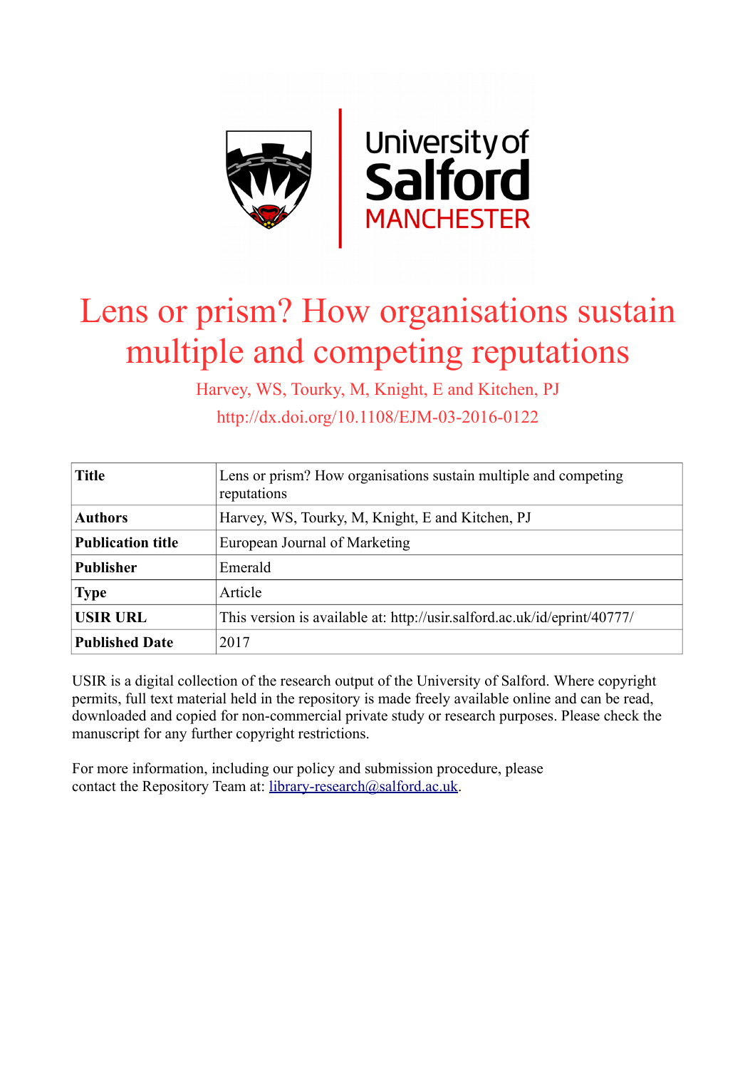# Lens or prism? How organisations sustain multiple and competing reputations

Harvey, WS, Tourky, M, Knight, E and Kitchen, PJ

http://dx.doi.org/10.1108/EJM-03-2016-0122

| **Title** | Lens or prism? How organisations sustain multiple and competing reputations |
|---|---|
| **Authors** | Harvey, WS, Tourky, M, Knight, E and Kitchen, PJ |
| **Publication title** | European Journal of Marketing |
| **Publisher** | Emerald |
| **Type** | Article |
| **USIR URL** | This version is available at: http://usir.salford.ac.uk/id/eprint/40777/ |
| **Published Date** | 2017 |

USIR is a digital collection of the research output of the University of Salford. Where copyright permits, full text material held in the repository is made freely available online and can be read, downloaded and copied for non-commercial private study or research purposes. Please check the manuscript for any further copyright restrictions.

For more information, including our policy and submission procedure, please contact the Repository Team at: library-research@salford.ac.uk.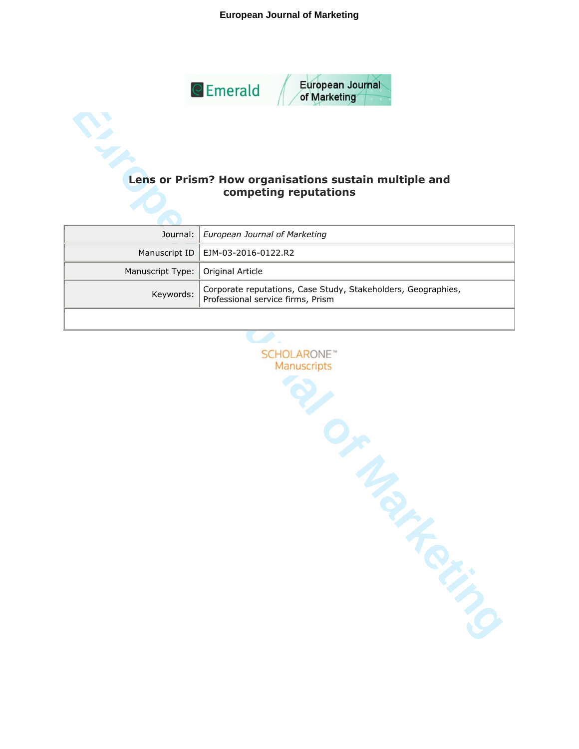# Lens or Prism? How organisations sustain multiple and competing reputations

| Journal: | *European Journal of Marketing* |
| --- | --- |
| Manuscript ID | EJM-03-2016-0122.R2 |
| Manuscript Type: | Original Article |
| Keywords: | Corporate reputations, Case Study, Stakeholders, Geographies, Professional service firms, Prism |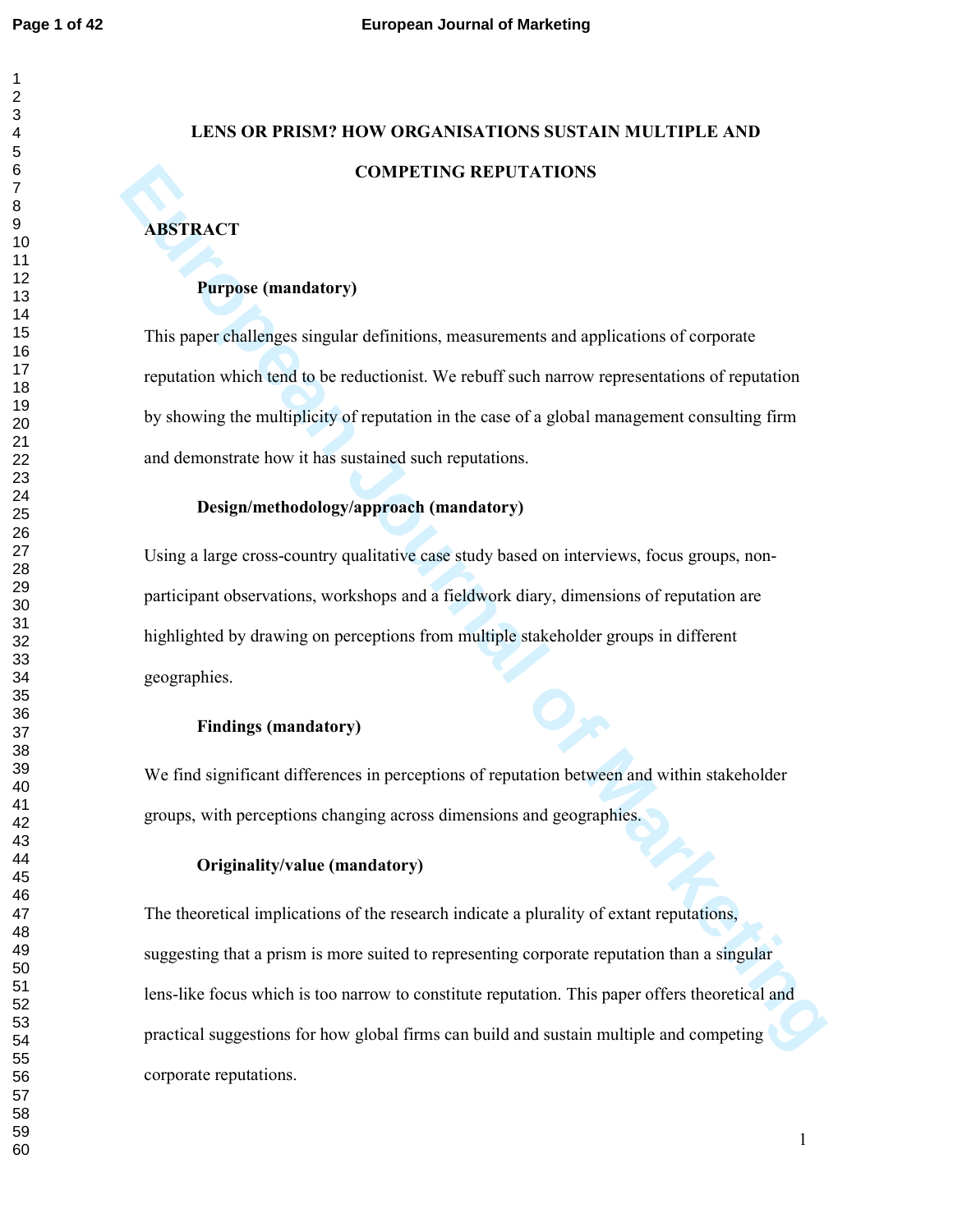# LENS OR PRISM? HOW ORGANISATIONS SUSTAIN MULTIPLE AND COMPETING REPUTATIONS

## ABSTRACT

### Purpose (mandatory)

This paper challenges singular definitions, measurements and applications of corporate reputation which tend to be reductionist. We rebuff such narrow representations of reputation by showing the multiplicity of reputation in the case of a global management consulting firm and demonstrate how it has sustained such reputations.

### Design/methodology/approach (mandatory)

Using a large cross-country qualitative case study based on interviews, focus groups, non-participant observations, workshops and a fieldwork diary, dimensions of reputation are highlighted by drawing on perceptions from multiple stakeholder groups in different geographies.

### Findings (mandatory)

We find significant differences in perceptions of reputation between and within stakeholder groups, with perceptions changing across dimensions and geographies.

### Originality/value (mandatory)

The theoretical implications of the research indicate a plurality of extant reputations, suggesting that a prism is more suited to representing corporate reputation than a singular lens-like focus which is too narrow to constitute reputation. This paper offers theoretical and practical suggestions for how global firms can build and sustain multiple and competing corporate reputations.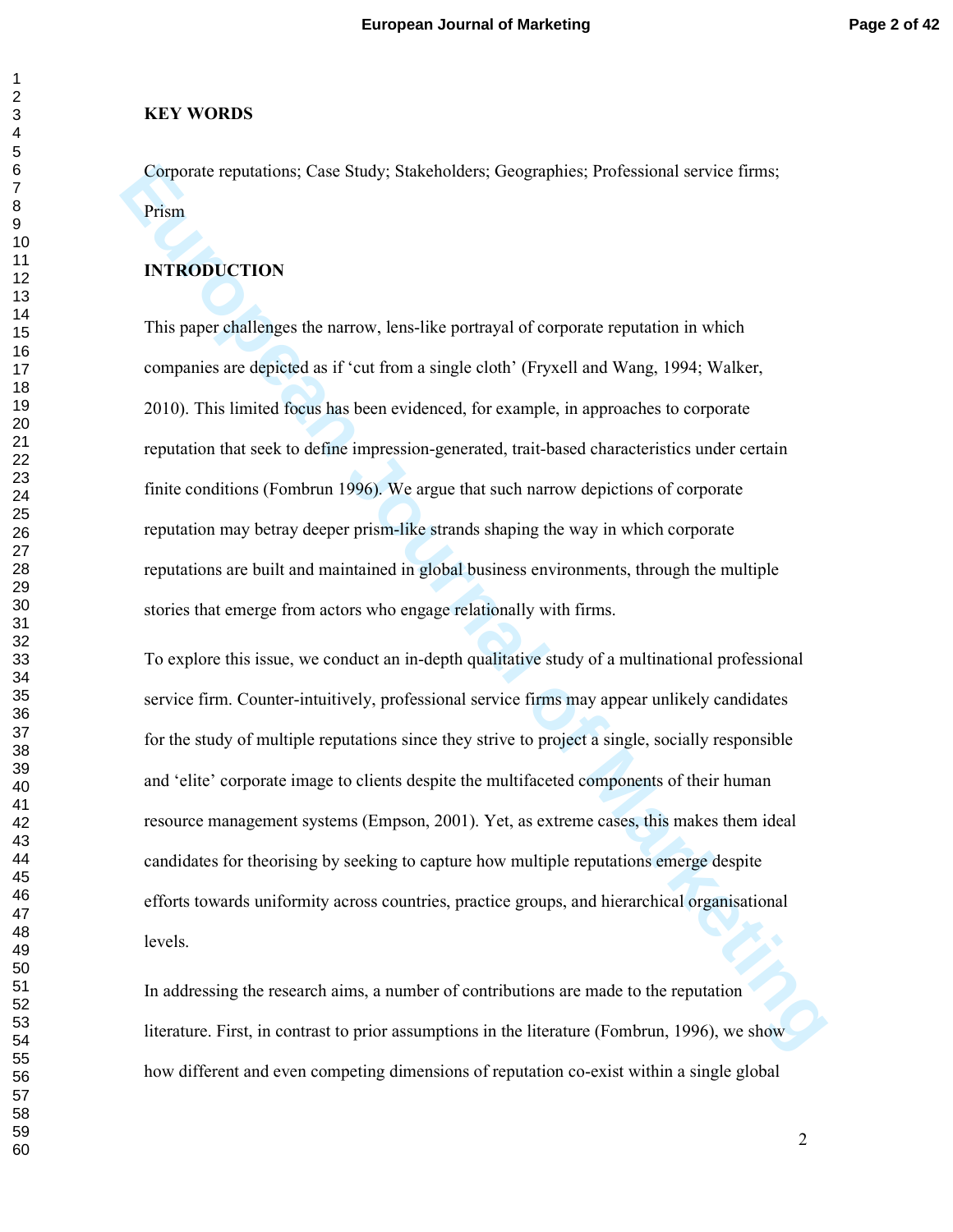**KEY WORDS**

Corporate reputations; Case Study; Stakeholders; Geographies; Professional service firms; Prism

**INTRODUCTION**

This paper challenges the narrow, lens-like portrayal of corporate reputation in which companies are depicted as if 'cut from a single cloth' (Fryxell and Wang, 1994; Walker, 2010). This limited focus has been evidenced, for example, in approaches to corporate reputation that seek to define impression-generated, trait-based characteristics under certain finite conditions (Fombrun 1996). We argue that such narrow depictions of corporate reputation may betray deeper prism-like strands shaping the way in which corporate reputations are built and maintained in global business environments, through the multiple stories that emerge from actors who engage relationally with firms.

To explore this issue, we conduct an in-depth qualitative study of a multinational professional service firm. Counter-intuitively, professional service firms may appear unlikely candidates for the study of multiple reputations since they strive to project a single, socially responsible and 'elite' corporate image to clients despite the multifaceted components of their human resource management systems (Empson, 2001). Yet, as extreme cases, this makes them ideal candidates for theorising by seeking to capture how multiple reputations emerge despite efforts towards uniformity across countries, practice groups, and hierarchical organisational levels.

In addressing the research aims, a number of contributions are made to the reputation literature. First, in contrast to prior assumptions in the literature (Fombrun, 1996), we show how different and even competing dimensions of reputation co-exist within a single global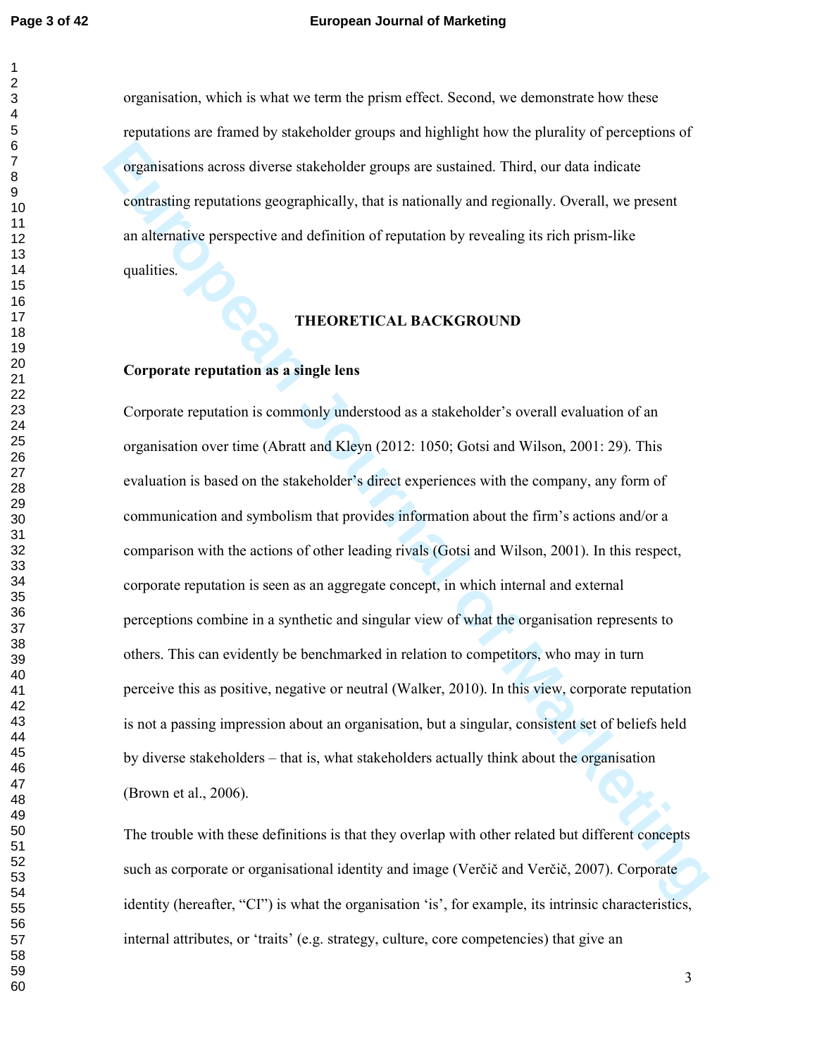organisation, which is what we term the prism effect. Second, we demonstrate how these reputations are framed by stakeholder groups and highlight how the plurality of perceptions of organisations across diverse stakeholder groups are sustained. Third, our data indicate contrasting reputations geographically, that is nationally and regionally. Overall, we present an alternative perspective and definition of reputation by revealing its rich prism-like qualities.

## THEORETICAL BACKGROUND

### Corporate reputation as a single lens

Corporate reputation is commonly understood as a stakeholder's overall evaluation of an organisation over time (Abratt and Kleyn (2012: 1050; Gotsi and Wilson, 2001: 29). This evaluation is based on the stakeholder's direct experiences with the company, any form of communication and symbolism that provides information about the firm's actions and/or a comparison with the actions of other leading rivals (Gotsi and Wilson, 2001). In this respect, corporate reputation is seen as an aggregate concept, in which internal and external perceptions combine in a synthetic and singular view of what the organisation represents to others. This can evidently be benchmarked in relation to competitors, who may in turn perceive this as positive, negative or neutral (Walker, 2010). In this view, corporate reputation is not a passing impression about an organisation, but a singular, consistent set of beliefs held by diverse stakeholders – that is, what stakeholders actually think about the organisation (Brown et al., 2006).

The trouble with these definitions is that they overlap with other related but different concepts such as corporate or organisational identity and image (Verčič and Verčič, 2007). Corporate identity (hereafter, "CI") is what the organisation 'is', for example, its intrinsic characteristics, internal attributes, or 'traits' (e.g. strategy, culture, core competencies) that give an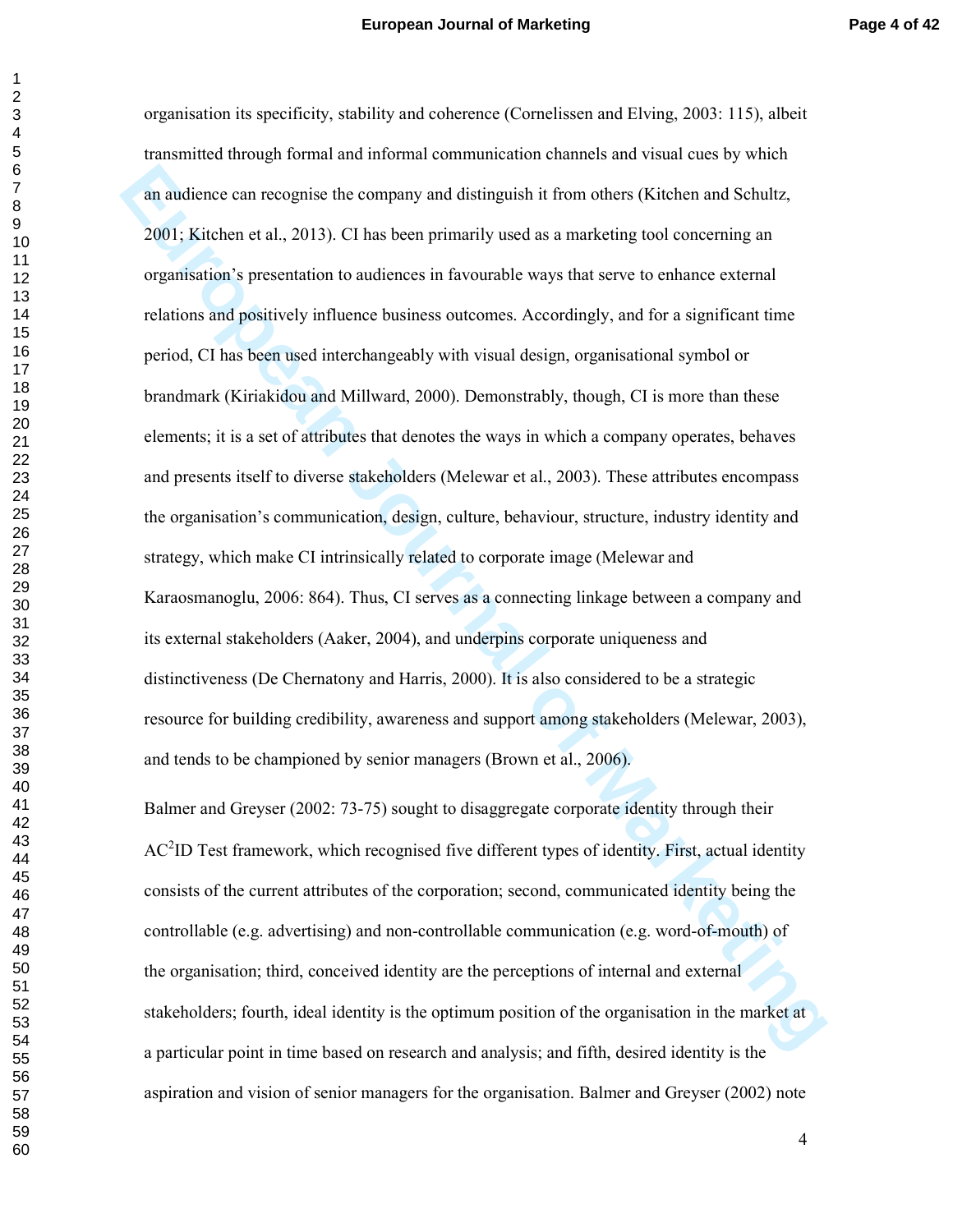organisation its specificity, stability and coherence (Cornelissen and Elving, 2003: 115), albeit transmitted through formal and informal communication channels and visual cues by which an audience can recognise the company and distinguish it from others (Kitchen and Schultz, 2001; Kitchen et al., 2013). CI has been primarily used as a marketing tool concerning an organisation's presentation to audiences in favourable ways that serve to enhance external relations and positively influence business outcomes. Accordingly, and for a significant time period, CI has been used interchangeably with visual design, organisational symbol or brandmark (Kiriakidou and Millward, 2000). Demonstrably, though, CI is more than these elements; it is a set of attributes that denotes the ways in which a company operates, behaves and presents itself to diverse stakeholders (Melewar et al., 2003). These attributes encompass the organisation's communication, design, culture, behaviour, structure, industry identity and strategy, which make CI intrinsically related to corporate image (Melewar and Karaosmanoglu, 2006: 864). Thus, CI serves as a connecting linkage between a company and its external stakeholders (Aaker, 2004), and underpins corporate uniqueness and distinctiveness (De Chernatony and Harris, 2000). It is also considered to be a strategic resource for building credibility, awareness and support among stakeholders (Melewar, 2003), and tends to be championed by senior managers (Brown et al., 2006).

Balmer and Greyser (2002: 73-75) sought to disaggregate corporate identity through their $AC^2ID$ Test framework, which recognised five different types of identity. First, actual identity consists of the current attributes of the corporation; second, communicated identity being the controllable (e.g. advertising) and non-controllable communication (e.g. word-of-mouth) of the organisation; third, conceived identity are the perceptions of internal and external stakeholders; fourth, ideal identity is the optimum position of the organisation in the market at a particular point in time based on research and analysis; and fifth, desired identity is the aspiration and vision of senior managers for the organisation. Balmer and Greyser (2002) note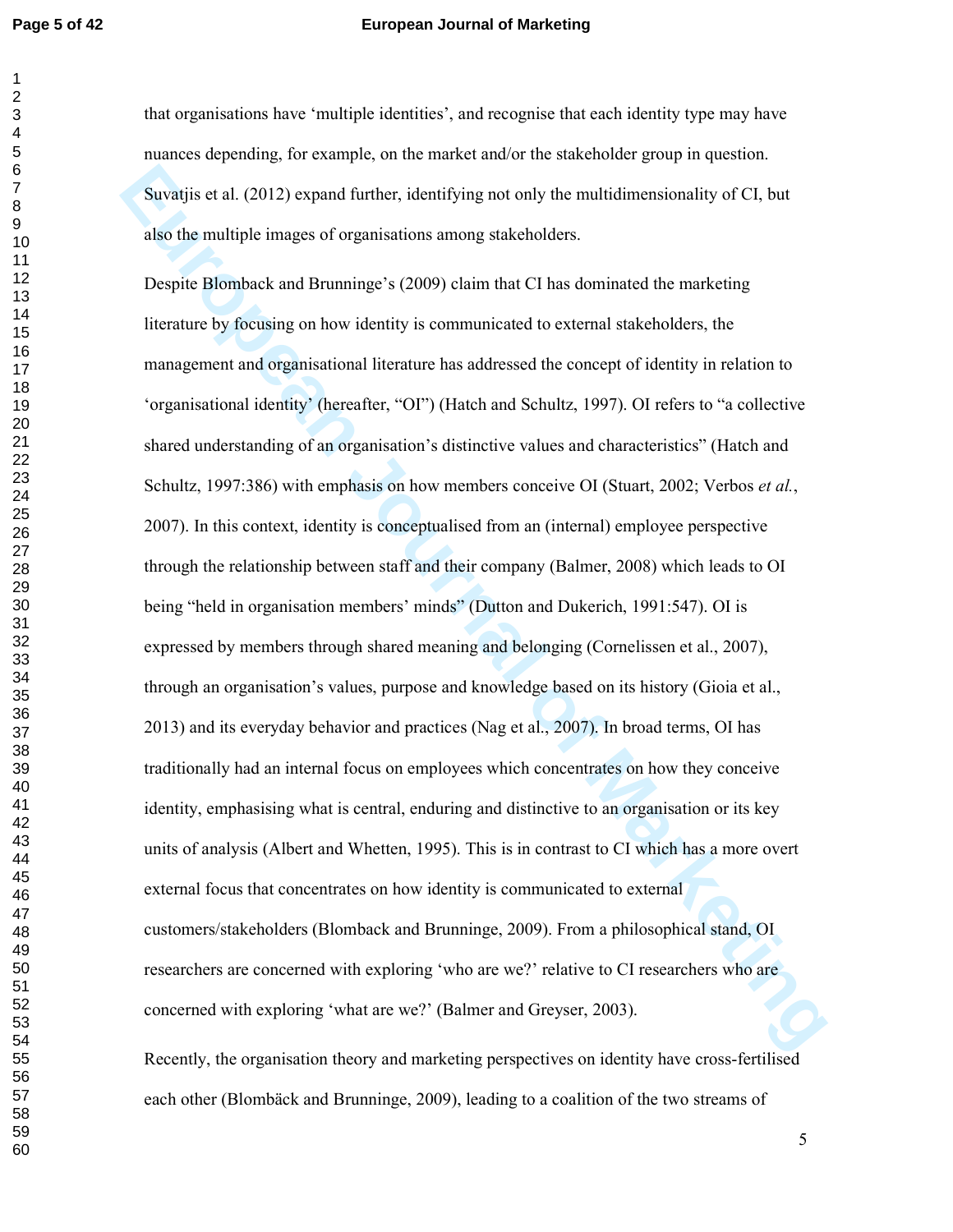that organisations have 'multiple identities', and recognise that each identity type may have nuances depending, for example, on the market and/or the stakeholder group in question. Suvatjis et al. (2012) expand further, identifying not only the multidimensionality of CI, but also the multiple images of organisations among stakeholders.

Despite Blomback and Brunninge's (2009) claim that CI has dominated the marketing literature by focusing on how identity is communicated to external stakeholders, the management and organisational literature has addressed the concept of identity in relation to 'organisational identity' (hereafter, "OI") (Hatch and Schultz, 1997). OI refers to "a collective shared understanding of an organisation's distinctive values and characteristics" (Hatch and Schultz, 1997:386) with emphasis on how members conceive OI (Stuart, 2002; Verbos *et al.*, 2007). In this context, identity is conceptualised from an (internal) employee perspective through the relationship between staff and their company (Balmer, 2008) which leads to OI being "held in organisation members' minds" (Dutton and Dukerich, 1991:547). OI is expressed by members through shared meaning and belonging (Cornelissen et al., 2007), through an organisation's values, purpose and knowledge based on its history (Gioia et al., 2013) and its everyday behavior and practices (Nag et al., 2007). In broad terms, OI has traditionally had an internal focus on employees which concentrates on how they conceive identity, emphasising what is central, enduring and distinctive to an organisation or its key units of analysis (Albert and Whetten, 1995). This is in contrast to CI which has a more overt external focus that concentrates on how identity is communicated to external customers/stakeholders (Blomback and Brunninge, 2009). From a philosophical stand, OI researchers are concerned with exploring 'who are we?' relative to CI researchers who are concerned with exploring 'what are we?' (Balmer and Greyser, 2003).

Recently, the organisation theory and marketing perspectives on identity have cross-fertilised each other (Blombäck and Brunninge, 2009), leading to a coalition of the two streams of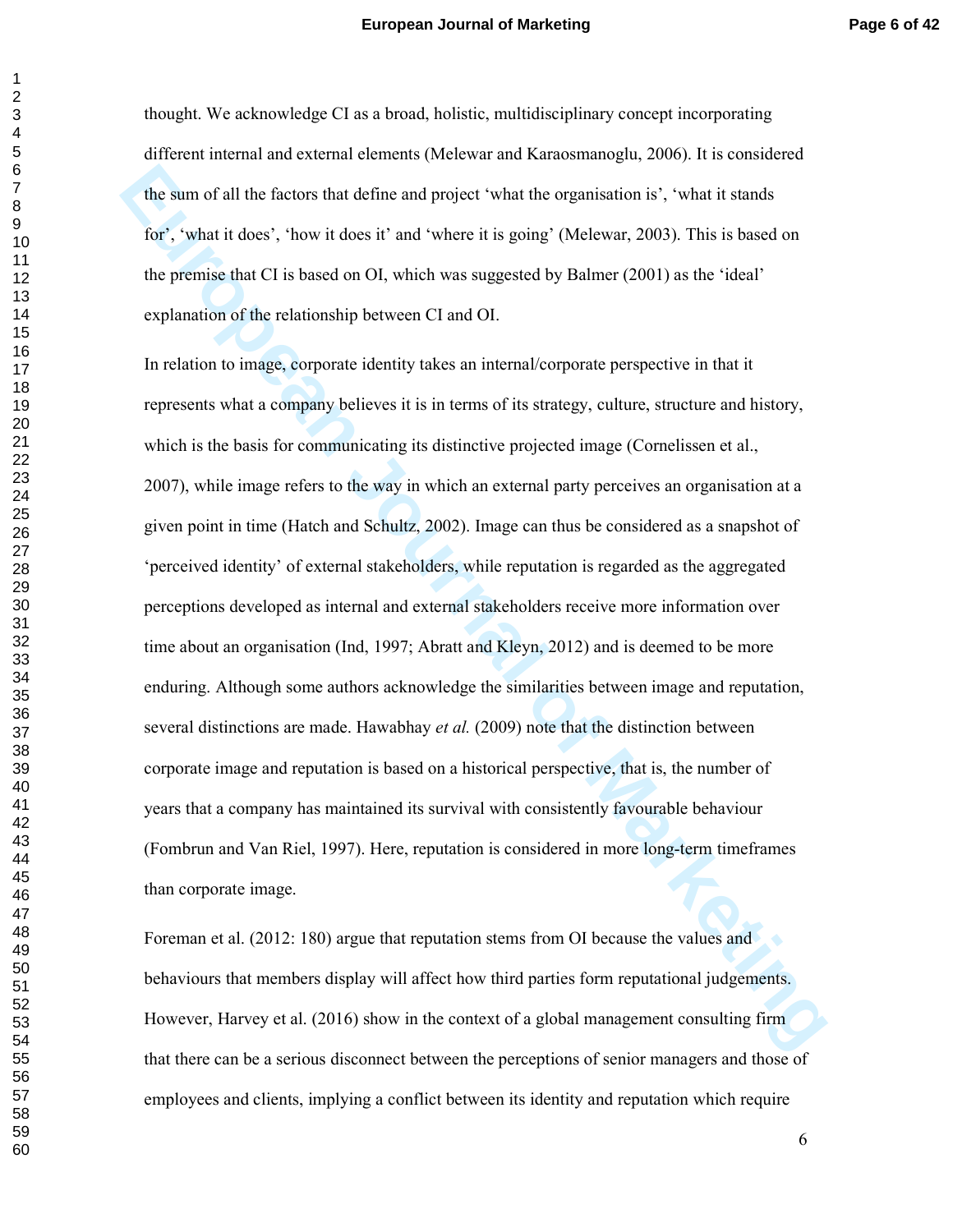thought. We acknowledge CI as a broad, holistic, multidisciplinary concept incorporating different internal and external elements (Melewar and Karaosmanoglu, 2006). It is considered the sum of all the factors that define and project 'what the organisation is', 'what it stands for', 'what it does', 'how it does it' and 'where it is going' (Melewar, 2003). This is based on the premise that CI is based on OI, which was suggested by Balmer (2001) as the 'ideal' explanation of the relationship between CI and OI.

In relation to image, corporate identity takes an internal/corporate perspective in that it represents what a company believes it is in terms of its strategy, culture, structure and history, which is the basis for communicating its distinctive projected image (Cornelissen et al., 2007), while image refers to the way in which an external party perceives an organisation at a given point in time (Hatch and Schultz, 2002). Image can thus be considered as a snapshot of 'perceived identity' of external stakeholders, while reputation is regarded as the aggregated perceptions developed as internal and external stakeholders receive more information over time about an organisation (Ind, 1997; Abratt and Kleyn, 2012) and is deemed to be more enduring. Although some authors acknowledge the similarities between image and reputation, several distinctions are made. Hawabhay *et al.* (2009) note that the distinction between corporate image and reputation is based on a historical perspective, that is, the number of years that a company has maintained its survival with consistently favourable behaviour (Fombrun and Van Riel, 1997). Here, reputation is considered in more long-term timeframes than corporate image.

Foreman et al. (2012: 180) argue that reputation stems from OI because the values and behaviours that members display will affect how third parties form reputational judgements. However, Harvey et al. (2016) show in the context of a global management consulting firm that there can be a serious disconnect between the perceptions of senior managers and those of employees and clients, implying a conflict between its identity and reputation which require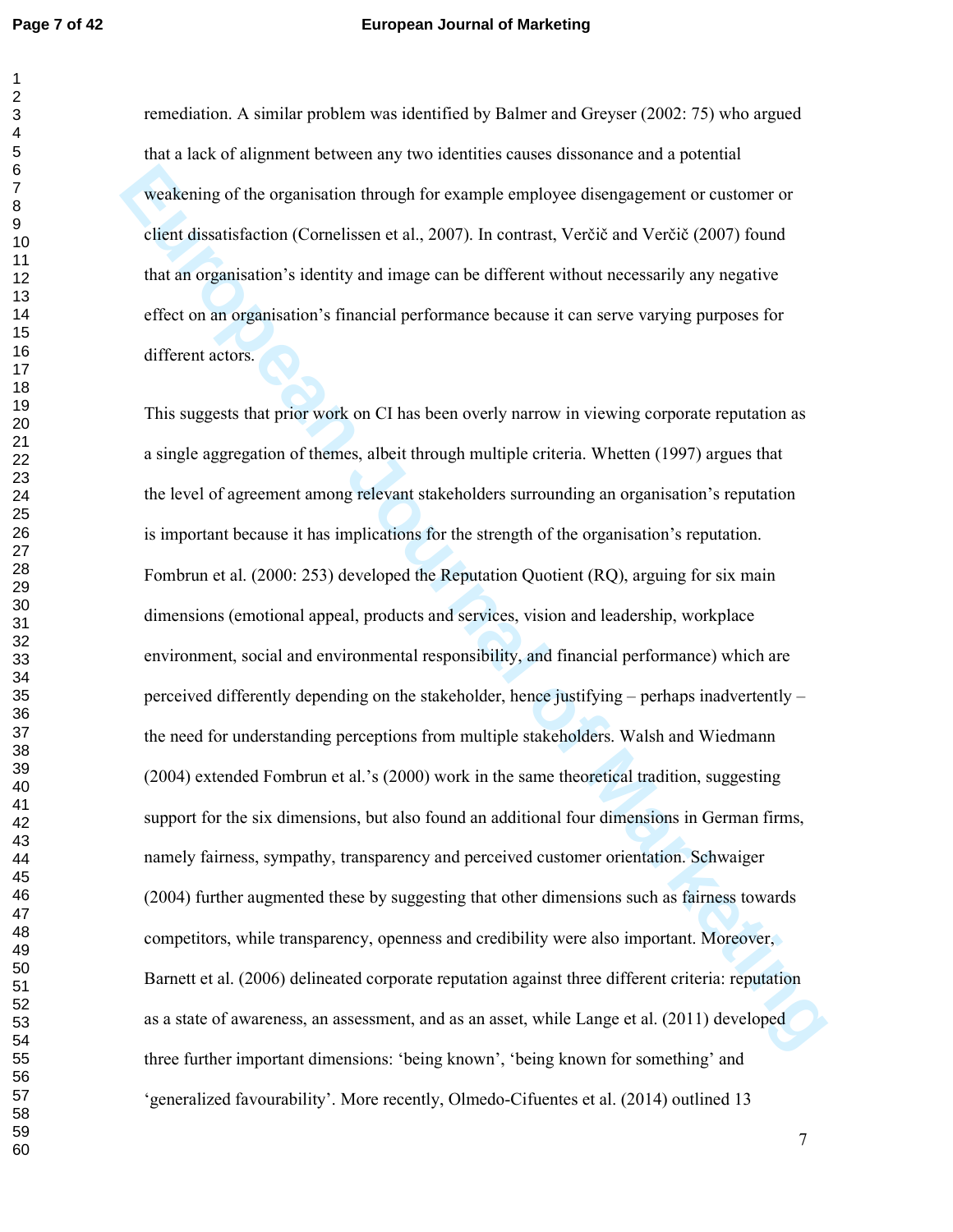remediation. A similar problem was identified by Balmer and Greyser (2002: 75) who argued that a lack of alignment between any two identities causes dissonance and a potential weakening of the organisation through for example employee disengagement or customer or client dissatisfaction (Cornelissen et al., 2007). In contrast, Verčič and Verčič (2007) found that an organisation's identity and image can be different without necessarily any negative effect on an organisation's financial performance because it can serve varying purposes for different actors.

This suggests that prior work on CI has been overly narrow in viewing corporate reputation as a single aggregation of themes, albeit through multiple criteria. Whetten (1997) argues that the level of agreement among relevant stakeholders surrounding an organisation's reputation is important because it has implications for the strength of the organisation's reputation. Fombrun et al. (2000: 253) developed the Reputation Quotient (RQ), arguing for six main dimensions (emotional appeal, products and services, vision and leadership, workplace environment, social and environmental responsibility, and financial performance) which are perceived differently depending on the stakeholder, hence justifying – perhaps inadvertently – the need for understanding perceptions from multiple stakeholders. Walsh and Wiedmann (2004) extended Fombrun et al.'s (2000) work in the same theoretical tradition, suggesting support for the six dimensions, but also found an additional four dimensions in German firms, namely fairness, sympathy, transparency and perceived customer orientation. Schwaiger (2004) further augmented these by suggesting that other dimensions such as fairness towards competitors, while transparency, openness and credibility were also important. Moreover, Barnett et al. (2006) delineated corporate reputation against three different criteria: reputation as a state of awareness, an assessment, and as an asset, while Lange et al. (2011) developed three further important dimensions: 'being known', 'being known for something' and 'generalized favourability'. More recently, Olmedo-Cifuentes et al. (2014) outlined 13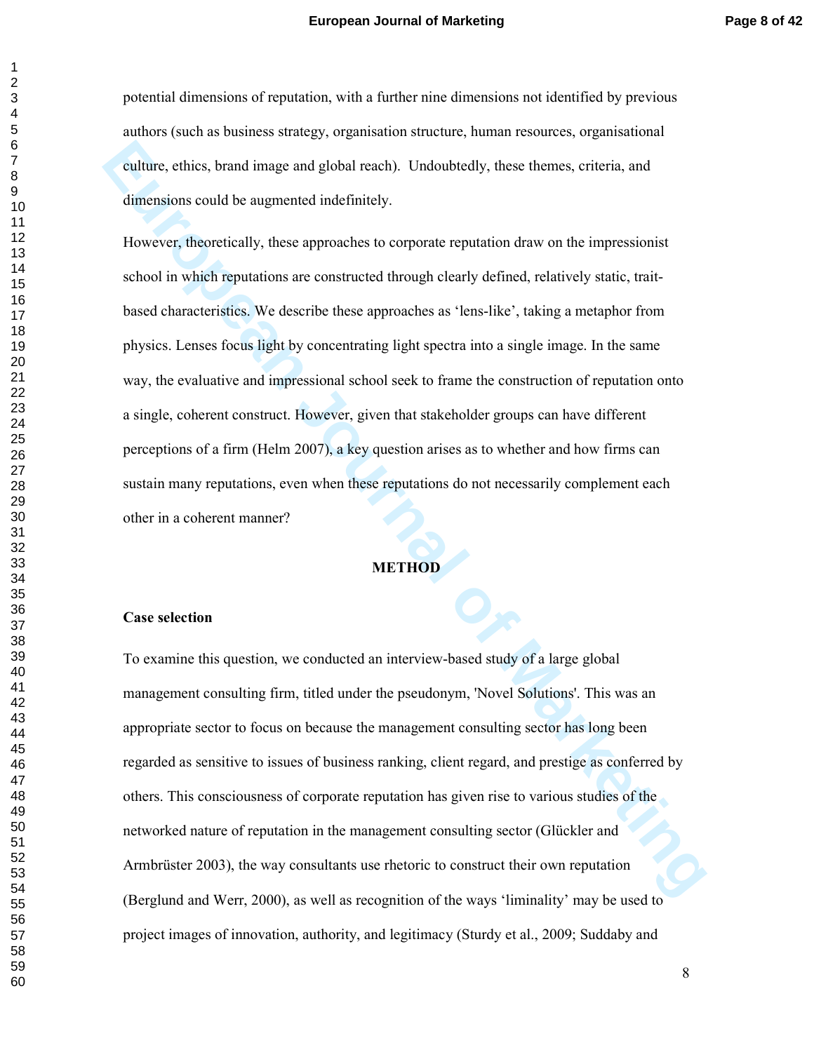potential dimensions of reputation, with a further nine dimensions not identified by previous authors (such as business strategy, organisation structure, human resources, organisational culture, ethics, brand image and global reach). Undoubtedly, these themes, criteria, and dimensions could be augmented indefinitely.

However, theoretically, these approaches to corporate reputation draw on the impressionist school in which reputations are constructed through clearly defined, relatively static, trait-based characteristics. We describe these approaches as 'lens-like', taking a metaphor from physics. Lenses focus light by concentrating light spectra into a single image. In the same way, the evaluative and impressional school seek to frame the construction of reputation onto a single, coherent construct. However, given that stakeholder groups can have different perceptions of a firm (Helm 2007), a key question arises as to whether and how firms can sustain many reputations, even when these reputations do not necessarily complement each other in a coherent manner?

## METHOD

### Case selection

To examine this question, we conducted an interview-based study of a large global management consulting firm, titled under the pseudonym, 'Novel Solutions'. This was an appropriate sector to focus on because the management consulting sector has long been regarded as sensitive to issues of business ranking, client regard, and prestige as conferred by others. This consciousness of corporate reputation has given rise to various studies of the networked nature of reputation in the management consulting sector (Glückler and Armbrüster 2003), the way consultants use rhetoric to construct their own reputation (Berglund and Werr, 2000), as well as recognition of the ways 'liminality' may be used to project images of innovation, authority, and legitimacy (Sturdy et al., 2009; Suddaby and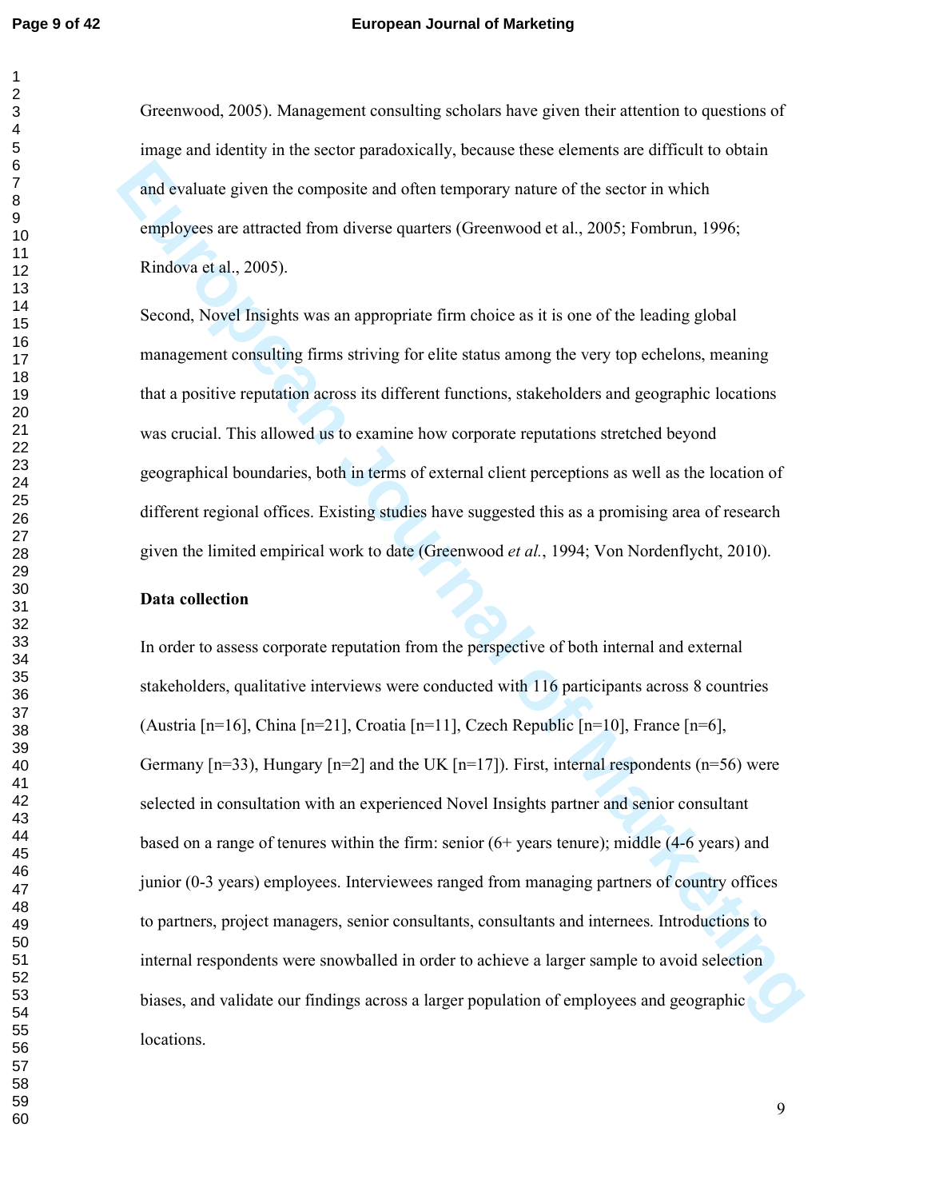Greenwood, 2005). Management consulting scholars have given their attention to questions of image and identity in the sector paradoxically, because these elements are difficult to obtain and evaluate given the composite and often temporary nature of the sector in which employees are attracted from diverse quarters (Greenwood et al., 2005; Fombrun, 1996; Rindova et al., 2005).

Second, Novel Insights was an appropriate firm choice as it is one of the leading global management consulting firms striving for elite status among the very top echelons, meaning that a positive reputation across its different functions, stakeholders and geographic locations was crucial. This allowed us to examine how corporate reputations stretched beyond geographical boundaries, both in terms of external client perceptions as well as the location of different regional offices. Existing studies have suggested this as a promising area of research given the limited empirical work to date (Greenwood *et al.*, 1994; Von Nordenflycht, 2010).

**Data collection**

In order to assess corporate reputation from the perspective of both internal and external stakeholders, qualitative interviews were conducted with 116 participants across 8 countries (Austria [n=16], China [n=21], Croatia [n=11], Czech Republic [n=10], France [n=6], Germany [n=33), Hungary [n=2] and the UK [n=17]). First, internal respondents (n=56) were selected in consultation with an experienced Novel Insights partner and senior consultant based on a range of tenures within the firm: senior (6+ years tenure); middle (4-6 years) and junior (0-3 years) employees. Interviewees ranged from managing partners of country offices to partners, project managers, senior consultants, consultants and internees. Introductions to internal respondents were snowballed in order to achieve a larger sample to avoid selection biases, and validate our findings across a larger population of employees and geographic locations.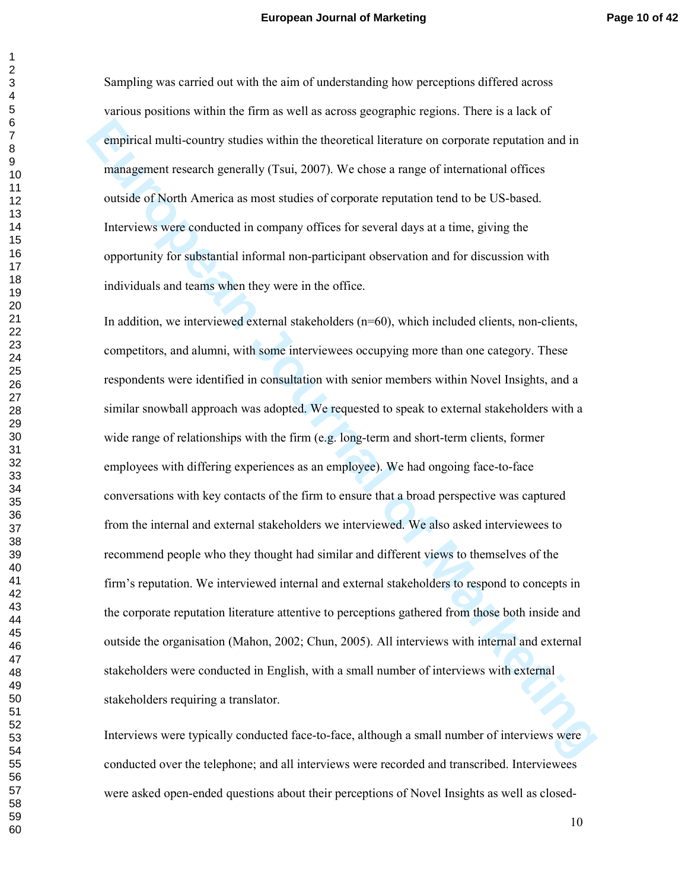Sampling was carried out with the aim of understanding how perceptions differed across various positions within the firm as well as across geographic regions. There is a lack of empirical multi-country studies within the theoretical literature on corporate reputation and in management research generally (Tsui, 2007). We chose a range of international offices outside of North America as most studies of corporate reputation tend to be US-based. Interviews were conducted in company offices for several days at a time, giving the opportunity for substantial informal non-participant observation and for discussion with individuals and teams when they were in the office.

In addition, we interviewed external stakeholders (n=60), which included clients, non-clients, competitors, and alumni, with some interviewees occupying more than one category. These respondents were identified in consultation with senior members within Novel Insights, and a similar snowball approach was adopted. We requested to speak to external stakeholders with a wide range of relationships with the firm (e.g. long-term and short-term clients, former employees with differing experiences as an employee). We had ongoing face-to-face conversations with key contacts of the firm to ensure that a broad perspective was captured from the internal and external stakeholders we interviewed. We also asked interviewees to recommend people who they thought had similar and different views to themselves of the firm's reputation. We interviewed internal and external stakeholders to respond to concepts in the corporate reputation literature attentive to perceptions gathered from those both inside and outside the organisation (Mahon, 2002; Chun, 2005). All interviews with internal and external stakeholders were conducted in English, with a small number of interviews with external stakeholders requiring a translator.

Interviews were typically conducted face-to-face, although a small number of interviews were conducted over the telephone; and all interviews were recorded and transcribed. Interviewees were asked open-ended questions about their perceptions of Novel Insights as well as closed-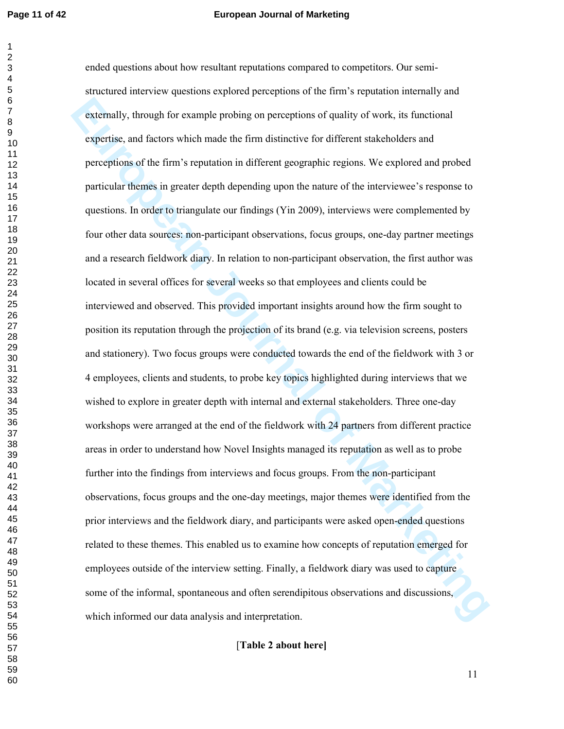ended questions about how resultant reputations compared to competitors. Our semi-structured interview questions explored perceptions of the firm's reputation internally and externally, through for example probing on perceptions of quality of work, its functional expertise, and factors which made the firm distinctive for different stakeholders and perceptions of the firm's reputation in different geographic regions. We explored and probed particular themes in greater depth depending upon the nature of the interviewee's response to questions. In order to triangulate our findings (Yin 2009), interviews were complemented by four other data sources: non-participant observations, focus groups, one-day partner meetings and a research fieldwork diary. In relation to non-participant observation, the first author was located in several offices for several weeks so that employees and clients could be interviewed and observed. This provided important insights around how the firm sought to position its reputation through the projection of its brand (e.g. via television screens, posters and stationery). Two focus groups were conducted towards the end of the fieldwork with 3 or 4 employees, clients and students, to probe key topics highlighted during interviews that we wished to explore in greater depth with internal and external stakeholders. Three one-day workshops were arranged at the end of the fieldwork with 24 partners from different practice areas in order to understand how Novel Insights managed its reputation as well as to probe further into the findings from interviews and focus groups. From the non-participant observations, focus groups and the one-day meetings, major themes were identified from the prior interviews and the fieldwork diary, and participants were asked open-ended questions related to these themes. This enabled us to examine how concepts of reputation emerged for employees outside of the interview setting. Finally, a fieldwork diary was used to capture some of the informal, spontaneous and often serendipitous observations and discussions, which informed our data analysis and interpretation.

[**Table 2 about here**]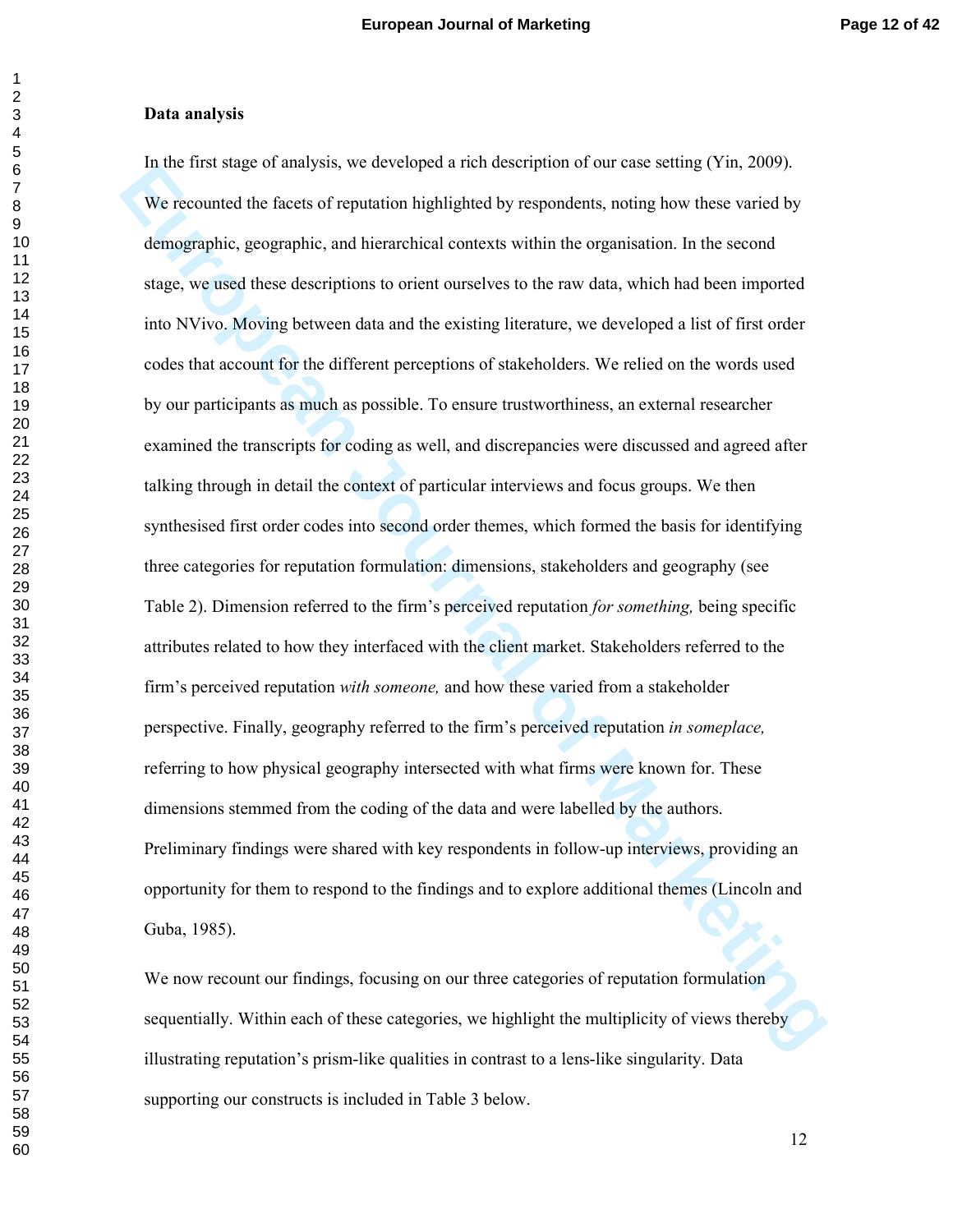**Data analysis**

In the first stage of analysis, we developed a rich description of our case setting (Yin, 2009). We recounted the facets of reputation highlighted by respondents, noting how these varied by demographic, geographic, and hierarchical contexts within the organisation. In the second stage, we used these descriptions to orient ourselves to the raw data, which had been imported into NVivo. Moving between data and the existing literature, we developed a list of first order codes that account for the different perceptions of stakeholders. We relied on the words used by our participants as much as possible. To ensure trustworthiness, an external researcher examined the transcripts for coding as well, and discrepancies were discussed and agreed after talking through in detail the context of particular interviews and focus groups. We then synthesised first order codes into second order themes, which formed the basis for identifying three categories for reputation formulation: dimensions, stakeholders and geography (see Table 2). Dimension referred to the firm's perceived reputation *for something,* being specific attributes related to how they interfaced with the client market. Stakeholders referred to the firm's perceived reputation *with someone,* and how these varied from a stakeholder perspective. Finally, geography referred to the firm's perceived reputation *in someplace,* referring to how physical geography intersected with what firms were known for. These dimensions stemmed from the coding of the data and were labelled by the authors. Preliminary findings were shared with key respondents in follow-up interviews, providing an opportunity for them to respond to the findings and to explore additional themes (Lincoln and Guba, 1985).

We now recount our findings, focusing on our three categories of reputation formulation sequentially. Within each of these categories, we highlight the multiplicity of views thereby illustrating reputation's prism-like qualities in contrast to a lens-like singularity. Data supporting our constructs is included in Table 3 below.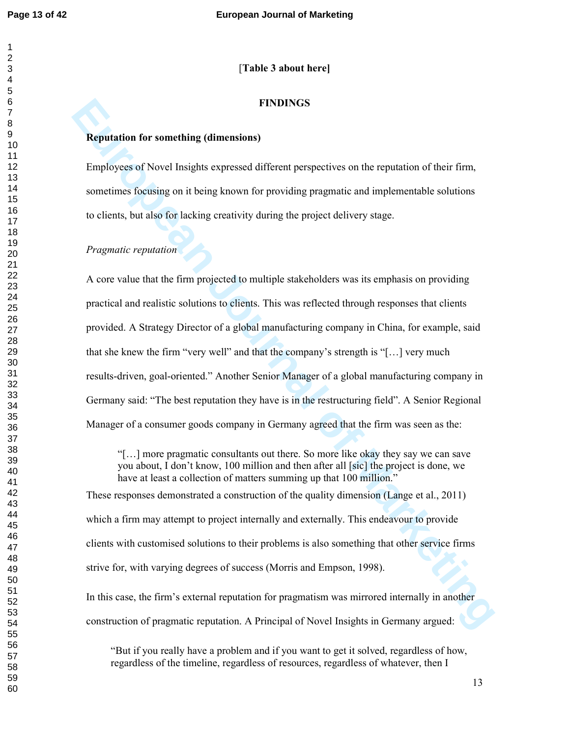[**Table 3 about here]**

# FINDINGS

## Reputation for something (dimensions)

Employees of Novel Insights expressed different perspectives on the reputation of their firm, sometimes focusing on it being known for providing pragmatic and implementable solutions to clients, but also for lacking creativity during the project delivery stage.

### *Pragmatic reputation*

A core value that the firm projected to multiple stakeholders was its emphasis on providing practical and realistic solutions to clients. This was reflected through responses that clients provided. A Strategy Director of a global manufacturing company in China, for example, said that she knew the firm "very well" and that the company's strength is "[…] very much results-driven, goal-oriented." Another Senior Manager of a global manufacturing company in Germany said: "The best reputation they have is in the restructuring field". A Senior Regional Manager of a consumer goods company in Germany agreed that the firm was seen as the:

> "[…] more pragmatic consultants out there. So more like okay they say we can save you about, I don't know, 100 million and then after all [sic] the project is done, we have at least a collection of matters summing up that 100 million."

These responses demonstrated a construction of the quality dimension (Lange et al., 2011) which a firm may attempt to project internally and externally. This endeavour to provide clients with customised solutions to their problems is also something that other service firms strive for, with varying degrees of success (Morris and Empson, 1998).

In this case, the firm's external reputation for pragmatism was mirrored internally in another construction of pragmatic reputation. A Principal of Novel Insights in Germany argued:

> "But if you really have a problem and if you want to get it solved, regardless of how, regardless of the timeline, regardless of resources, regardless of whatever, then I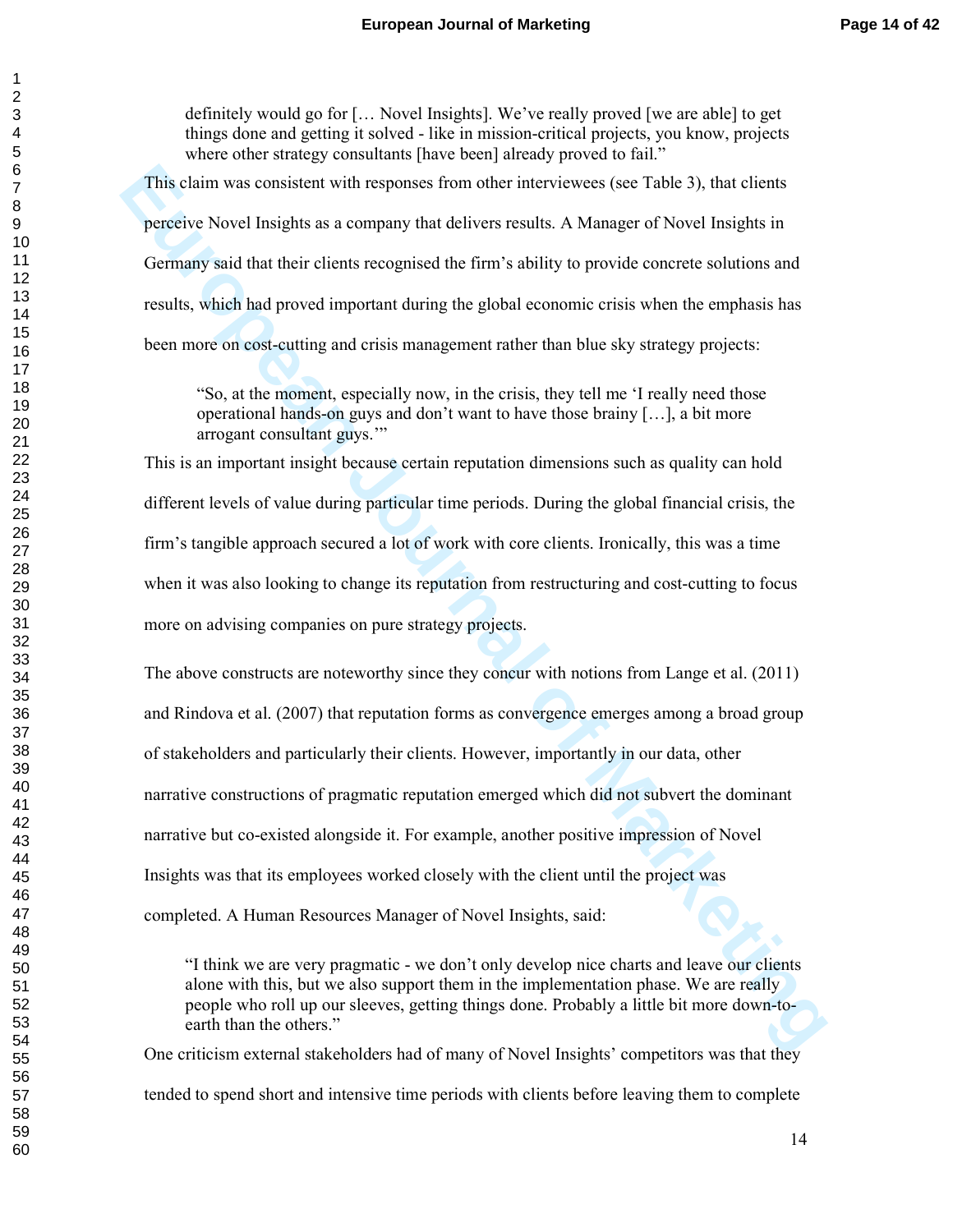> definitely would go for [… Novel Insights]. We've really proved [we are able] to get things done and getting it solved - like in mission-critical projects, you know, projects where other strategy consultants [have been] already proved to fail."

This claim was consistent with responses from other interviewees (see Table 3), that clients perceive Novel Insights as a company that delivers results. A Manager of Novel Insights in Germany said that their clients recognised the firm's ability to provide concrete solutions and results, which had proved important during the global economic crisis when the emphasis has been more on cost-cutting and crisis management rather than blue sky strategy projects:

> "So, at the moment, especially now, in the crisis, they tell me 'I really need those operational hands-on guys and don't want to have those brainy […], a bit more arrogant consultant guys.'"

This is an important insight because certain reputation dimensions such as quality can hold different levels of value during particular time periods. During the global financial crisis, the firm's tangible approach secured a lot of work with core clients. Ironically, this was a time when it was also looking to change its reputation from restructuring and cost-cutting to focus more on advising companies on pure strategy projects.

The above constructs are noteworthy since they concur with notions from Lange et al. (2011) and Rindova et al. (2007) that reputation forms as convergence emerges among a broad group of stakeholders and particularly their clients. However, importantly in our data, other narrative constructions of pragmatic reputation emerged which did not subvert the dominant narrative but co-existed alongside it. For example, another positive impression of Novel Insights was that its employees worked closely with the client until the project was completed. A Human Resources Manager of Novel Insights, said:

> "I think we are very pragmatic - we don't only develop nice charts and leave our clients alone with this, but we also support them in the implementation phase. We are really people who roll up our sleeves, getting things done. Probably a little bit more down-to-earth than the others."

One criticism external stakeholders had of many of Novel Insights' competitors was that they tended to spend short and intensive time periods with clients before leaving them to complete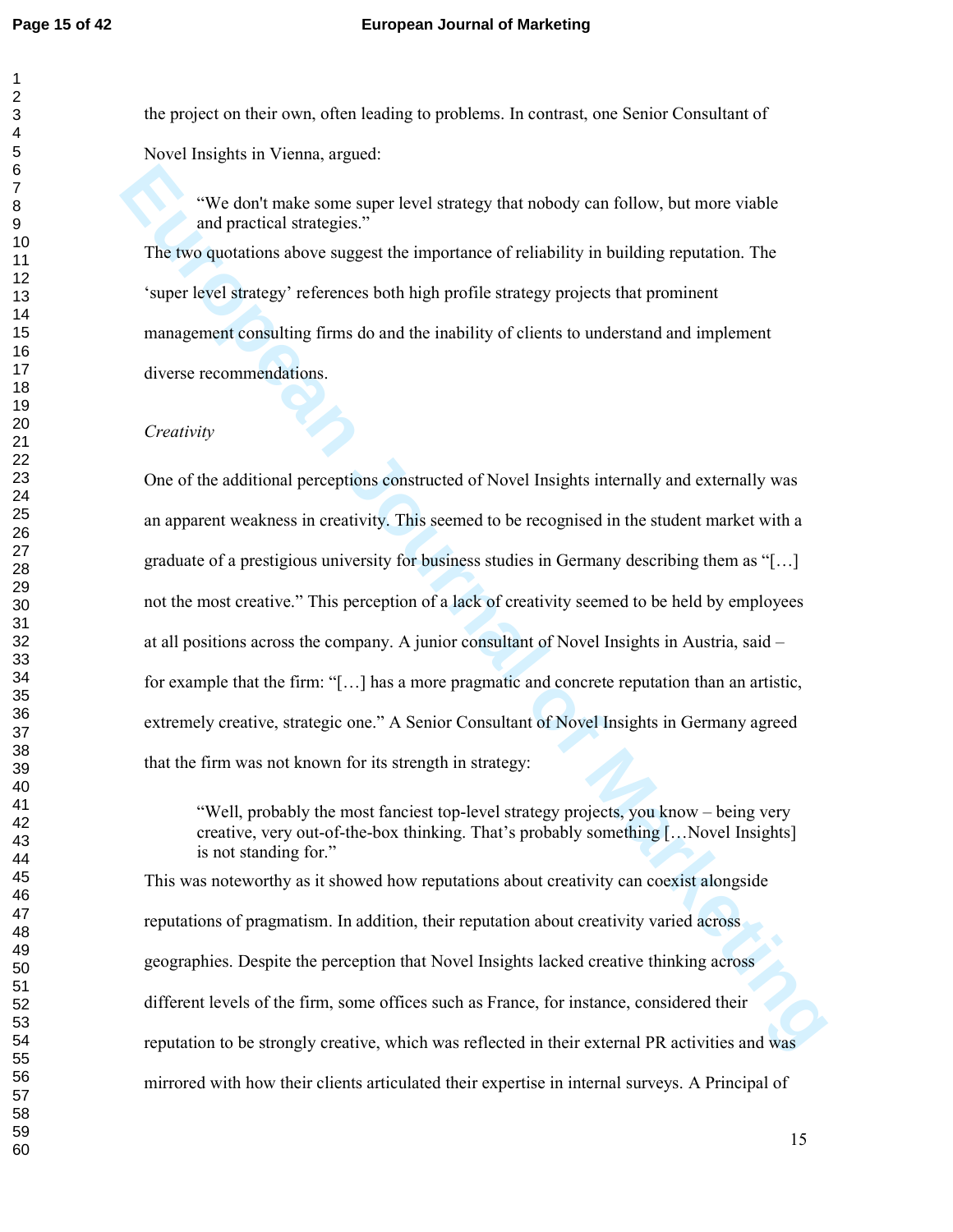the project on their own, often leading to problems. In contrast, one Senior Consultant of Novel Insights in Vienna, argued:

> "We don't make some super level strategy that nobody can follow, but more viable and practical strategies."

The two quotations above suggest the importance of reliability in building reputation. The 'super level strategy' references both high profile strategy projects that prominent management consulting firms do and the inability of clients to understand and implement diverse recommendations.

*Creativity*

One of the additional perceptions constructed of Novel Insights internally and externally was an apparent weakness in creativity. This seemed to be recognised in the student market with a graduate of a prestigious university for business studies in Germany describing them as "[…] not the most creative." This perception of a lack of creativity seemed to be held by employees at all positions across the company. A junior consultant of Novel Insights in Austria, said – for example that the firm: "[…] has a more pragmatic and concrete reputation than an artistic, extremely creative, strategic one." A Senior Consultant of Novel Insights in Germany agreed that the firm was not known for its strength in strategy:

> "Well, probably the most fanciest top-level strategy projects, you know – being very creative, very out-of-the-box thinking. That's probably something […Novel Insights] is not standing for."

This was noteworthy as it showed how reputations about creativity can coexist alongside reputations of pragmatism. In addition, their reputation about creativity varied across geographies. Despite the perception that Novel Insights lacked creative thinking across different levels of the firm, some offices such as France, for instance, considered their reputation to be strongly creative, which was reflected in their external PR activities and was mirrored with how their clients articulated their expertise in internal surveys. A Principal of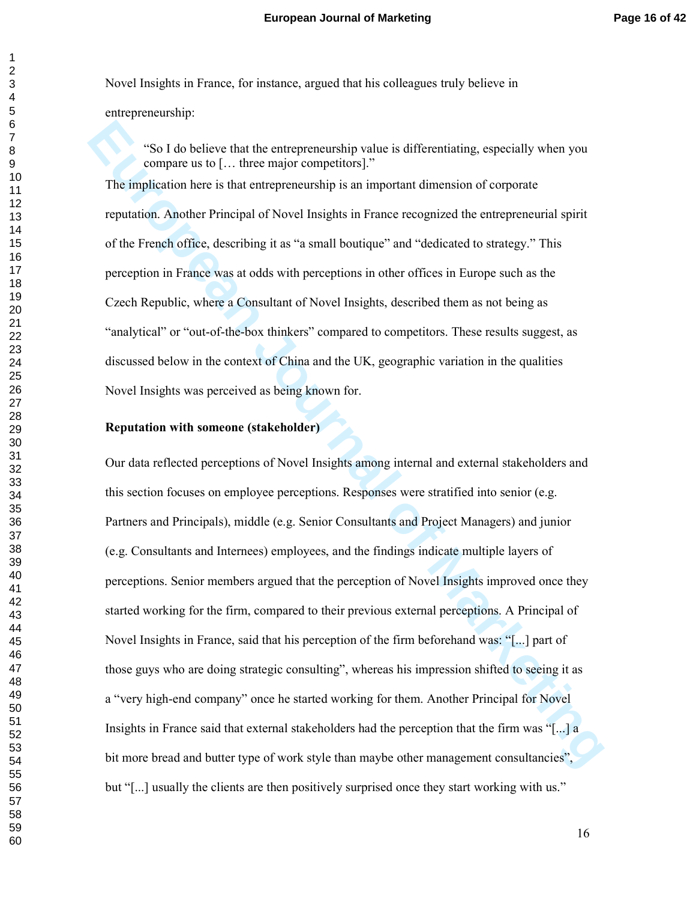Novel Insights in France, for instance, argued that his colleagues truly believe in entrepreneurship:

> "So I do believe that the entrepreneurship value is differentiating, especially when you compare us to [… three major competitors]."

The implication here is that entrepreneurship is an important dimension of corporate reputation. Another Principal of Novel Insights in France recognized the entrepreneurial spirit of the French office, describing it as "a small boutique" and "dedicated to strategy." This perception in France was at odds with perceptions in other offices in Europe such as the Czech Republic, where a Consultant of Novel Insights, described them as not being as "analytical" or "out-of-the-box thinkers" compared to competitors. These results suggest, as discussed below in the context of China and the UK, geographic variation in the qualities Novel Insights was perceived as being known for.

**Reputation with someone (stakeholder)**

Our data reflected perceptions of Novel Insights among internal and external stakeholders and this section focuses on employee perceptions. Responses were stratified into senior (e.g. Partners and Principals), middle (e.g. Senior Consultants and Project Managers) and junior (e.g. Consultants and Internees) employees, and the findings indicate multiple layers of perceptions. Senior members argued that the perception of Novel Insights improved once they started working for the firm, compared to their previous external perceptions. A Principal of Novel Insights in France, said that his perception of the firm beforehand was: "[...] part of those guys who are doing strategic consulting", whereas his impression shifted to seeing it as a "very high-end company" once he started working for them. Another Principal for Novel Insights in France said that external stakeholders had the perception that the firm was "[...] a bit more bread and butter type of work style than maybe other management consultancies", but "[...] usually the clients are then positively surprised once they start working with us."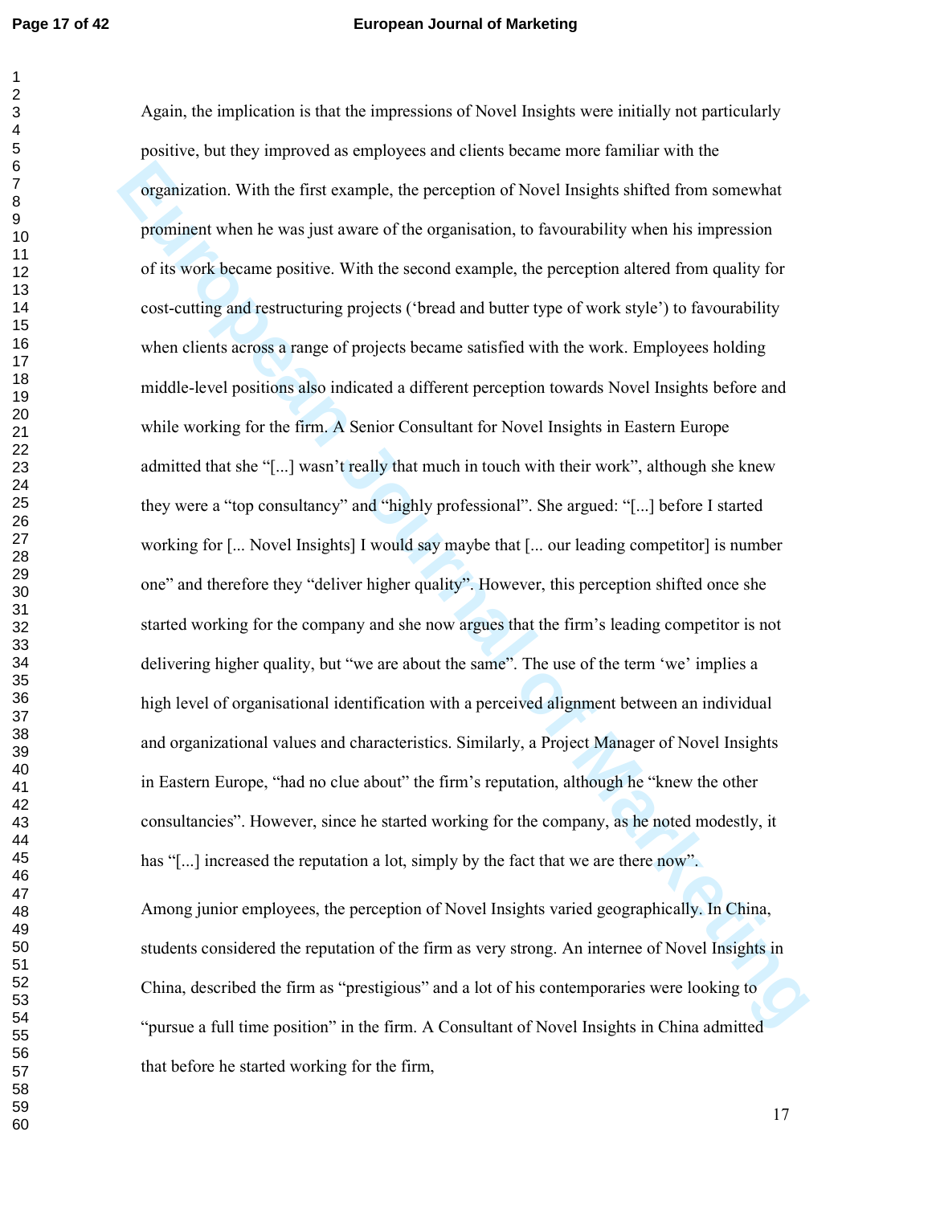Again, the implication is that the impressions of Novel Insights were initially not particularly positive, but they improved as employees and clients became more familiar with the organization. With the first example, the perception of Novel Insights shifted from somewhat prominent when he was just aware of the organisation, to favourability when his impression of its work became positive. With the second example, the perception altered from quality for cost-cutting and restructuring projects ('bread and butter type of work style') to favourability when clients across a range of projects became satisfied with the work. Employees holding middle-level positions also indicated a different perception towards Novel Insights before and while working for the firm. A Senior Consultant for Novel Insights in Eastern Europe admitted that she "[...] wasn't really that much in touch with their work", although she knew they were a "top consultancy" and "highly professional". She argued: "[...] before I started working for [... Novel Insights] I would say maybe that [... our leading competitor] is number one" and therefore they "deliver higher quality". However, this perception shifted once she started working for the company and she now argues that the firm's leading competitor is not delivering higher quality, but "we are about the same". The use of the term 'we' implies a high level of organisational identification with a perceived alignment between an individual and organizational values and characteristics. Similarly, a Project Manager of Novel Insights in Eastern Europe, "had no clue about" the firm's reputation, although he "knew the other consultancies". However, since he started working for the company, as he noted modestly, it has "[...] increased the reputation a lot, simply by the fact that we are there now".

Among junior employees, the perception of Novel Insights varied geographically. In China, students considered the reputation of the firm as very strong. An internee of Novel Insights in China, described the firm as "prestigious" and a lot of his contemporaries were looking to "pursue a full time position" in the firm. A Consultant of Novel Insights in China admitted that before he started working for the firm,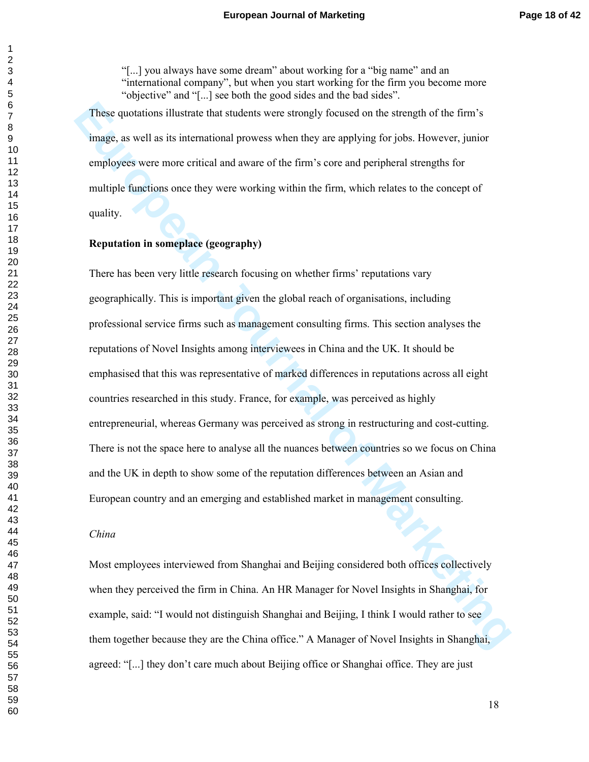> "[...] you always have some dream" about working for a "big name" and an "international company", but when you start working for the firm you become more "objective" and "[...] see both the good sides and the bad sides".

These quotations illustrate that students were strongly focused on the strength of the firm's image, as well as its international prowess when they are applying for jobs. However, junior employees were more critical and aware of the firm's core and peripheral strengths for multiple functions once they were working within the firm, which relates to the concept of quality.

**Reputation in someplace (geography)**

There has been very little research focusing on whether firms' reputations vary geographically. This is important given the global reach of organisations, including professional service firms such as management consulting firms. This section analyses the reputations of Novel Insights among interviewees in China and the UK. It should be emphasised that this was representative of marked differences in reputations across all eight countries researched in this study. France, for example, was perceived as highly entrepreneurial, whereas Germany was perceived as strong in restructuring and cost-cutting. There is not the space here to analyse all the nuances between countries so we focus on China and the UK in depth to show some of the reputation differences between an Asian and European country and an emerging and established market in management consulting.

*China*

Most employees interviewed from Shanghai and Beijing considered both offices collectively when they perceived the firm in China. An HR Manager for Novel Insights in Shanghai, for example, said: "I would not distinguish Shanghai and Beijing, I think I would rather to see them together because they are the China office." A Manager of Novel Insights in Shanghai, agreed: "[...] they don't care much about Beijing office or Shanghai office. They are just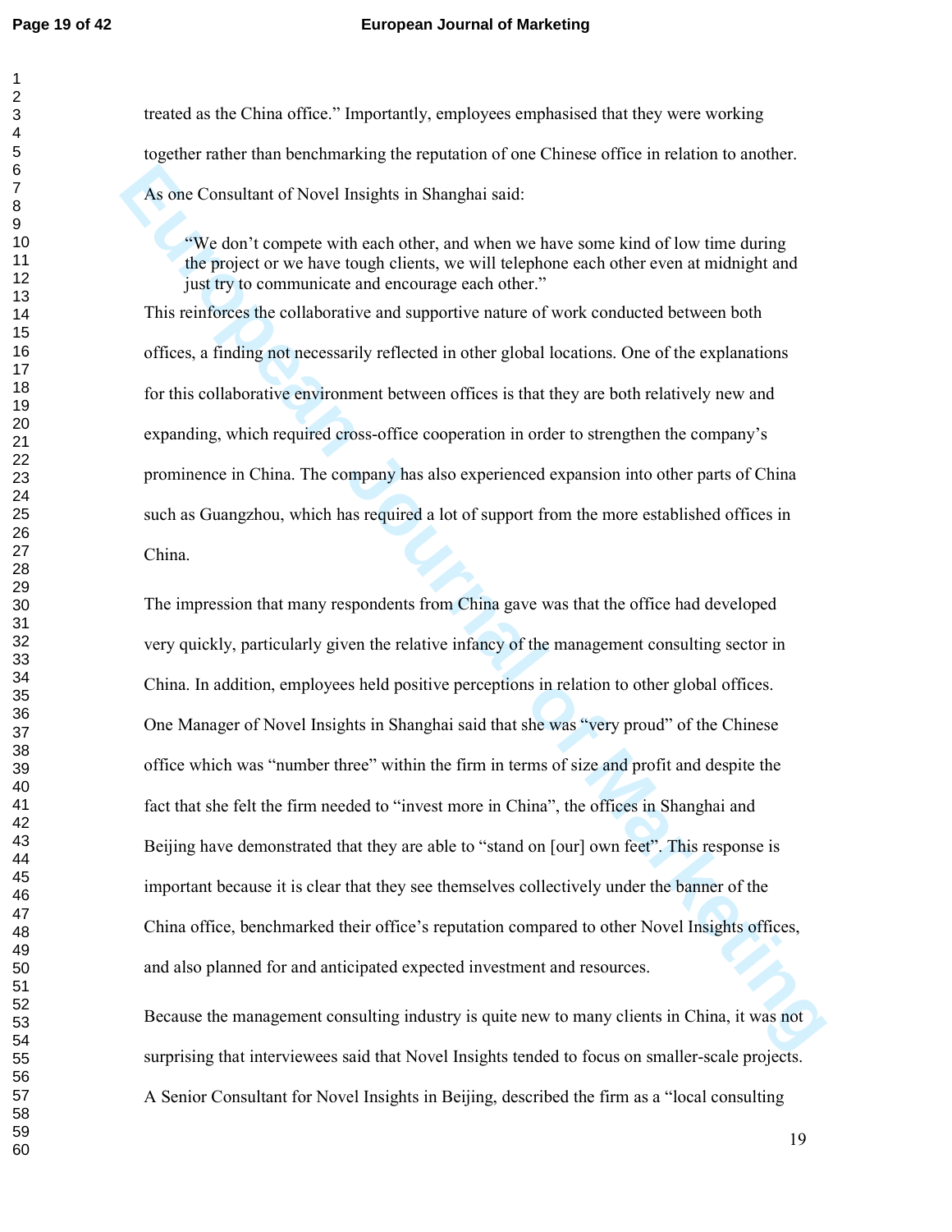treated as the China office." Importantly, employees emphasised that they were working together rather than benchmarking the reputation of one Chinese office in relation to another. As one Consultant of Novel Insights in Shanghai said:

> "We don't compete with each other, and when we have some kind of low time during the project or we have tough clients, we will telephone each other even at midnight and just try to communicate and encourage each other."

This reinforces the collaborative and supportive nature of work conducted between both offices, a finding not necessarily reflected in other global locations. One of the explanations for this collaborative environment between offices is that they are both relatively new and expanding, which required cross-office cooperation in order to strengthen the company's prominence in China. The company has also experienced expansion into other parts of China such as Guangzhou, which has required a lot of support from the more established offices in China.

The impression that many respondents from China gave was that the office had developed very quickly, particularly given the relative infancy of the management consulting sector in China. In addition, employees held positive perceptions in relation to other global offices. One Manager of Novel Insights in Shanghai said that she was "very proud" of the Chinese office which was "number three" within the firm in terms of size and profit and despite the fact that she felt the firm needed to "invest more in China", the offices in Shanghai and Beijing have demonstrated that they are able to "stand on [our] own feet". This response is important because it is clear that they see themselves collectively under the banner of the China office, benchmarked their office's reputation compared to other Novel Insights offices, and also planned for and anticipated expected investment and resources.

Because the management consulting industry is quite new to many clients in China, it was not surprising that interviewees said that Novel Insights tended to focus on smaller-scale projects. A Senior Consultant for Novel Insights in Beijing, described the firm as a "local consulting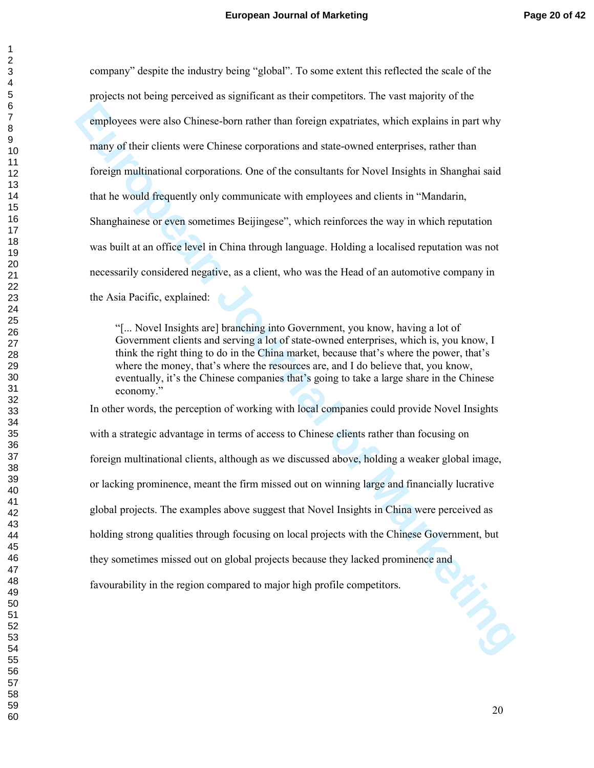company" despite the industry being "global". To some extent this reflected the scale of the projects not being perceived as significant as their competitors. The vast majority of the employees were also Chinese-born rather than foreign expatriates, which explains in part why many of their clients were Chinese corporations and state-owned enterprises, rather than foreign multinational corporations. One of the consultants for Novel Insights in Shanghai said that he would frequently only communicate with employees and clients in "Mandarin, Shanghainese or even sometimes Beijingese", which reinforces the way in which reputation was built at an office level in China through language. Holding a localised reputation was not necessarily considered negative, as a client, who was the Head of an automotive company in the Asia Pacific, explained:

> "[... Novel Insights are] branching into Government, you know, having a lot of Government clients and serving a lot of state-owned enterprises, which is, you know, I think the right thing to do in the China market, because that's where the power, that's where the money, that's where the resources are, and I do believe that, you know, eventually, it's the Chinese companies that's going to take a large share in the Chinese economy."

In other words, the perception of working with local companies could provide Novel Insights with a strategic advantage in terms of access to Chinese clients rather than focusing on foreign multinational clients, although as we discussed above, holding a weaker global image, or lacking prominence, meant the firm missed out on winning large and financially lucrative global projects. The examples above suggest that Novel Insights in China were perceived as holding strong qualities through focusing on local projects with the Chinese Government, but they sometimes missed out on global projects because they lacked prominence and favourability in the region compared to major high profile competitors.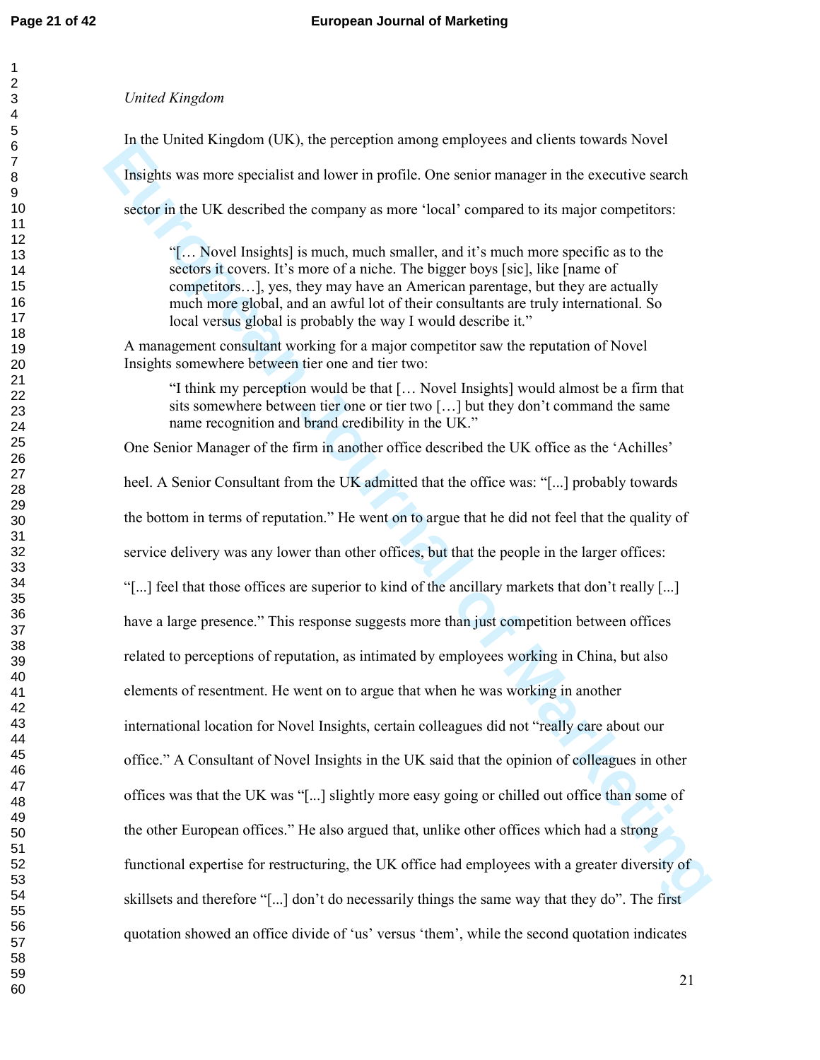*United Kingdom*

In the United Kingdom (UK), the perception among employees and clients towards Novel Insights was more specialist and lower in profile. One senior manager in the executive search sector in the UK described the company as more 'local' compared to its major competitors:

> "[… Novel Insights] is much, much smaller, and it's much more specific as to the sectors it covers. It's more of a niche. The bigger boys [sic], like [name of competitors…], yes, they may have an American parentage, but they are actually much more global, and an awful lot of their consultants are truly international. So local versus global is probably the way I would describe it."

A management consultant working for a major competitor saw the reputation of Novel Insights somewhere between tier one and tier two:

> "I think my perception would be that [… Novel Insights] would almost be a firm that sits somewhere between tier one or tier two […] but they don't command the same name recognition and brand credibility in the UK."

One Senior Manager of the firm in another office described the UK office as the 'Achilles' heel. A Senior Consultant from the UK admitted that the office was: "[...] probably towards the bottom in terms of reputation." He went on to argue that he did not feel that the quality of service delivery was any lower than other offices, but that the people in the larger offices: "[...] feel that those offices are superior to kind of the ancillary markets that don't really [...] have a large presence." This response suggests more than just competition between offices related to perceptions of reputation, as intimated by employees working in China, but also elements of resentment. He went on to argue that when he was working in another international location for Novel Insights, certain colleagues did not "really care about our office." A Consultant of Novel Insights in the UK said that the opinion of colleagues in other offices was that the UK was "[...] slightly more easy going or chilled out office than some of the other European offices." He also argued that, unlike other offices which had a strong functional expertise for restructuring, the UK office had employees with a greater diversity of skillsets and therefore "[...] don't do necessarily things the same way that they do". The first quotation showed an office divide of 'us' versus 'them', while the second quotation indicates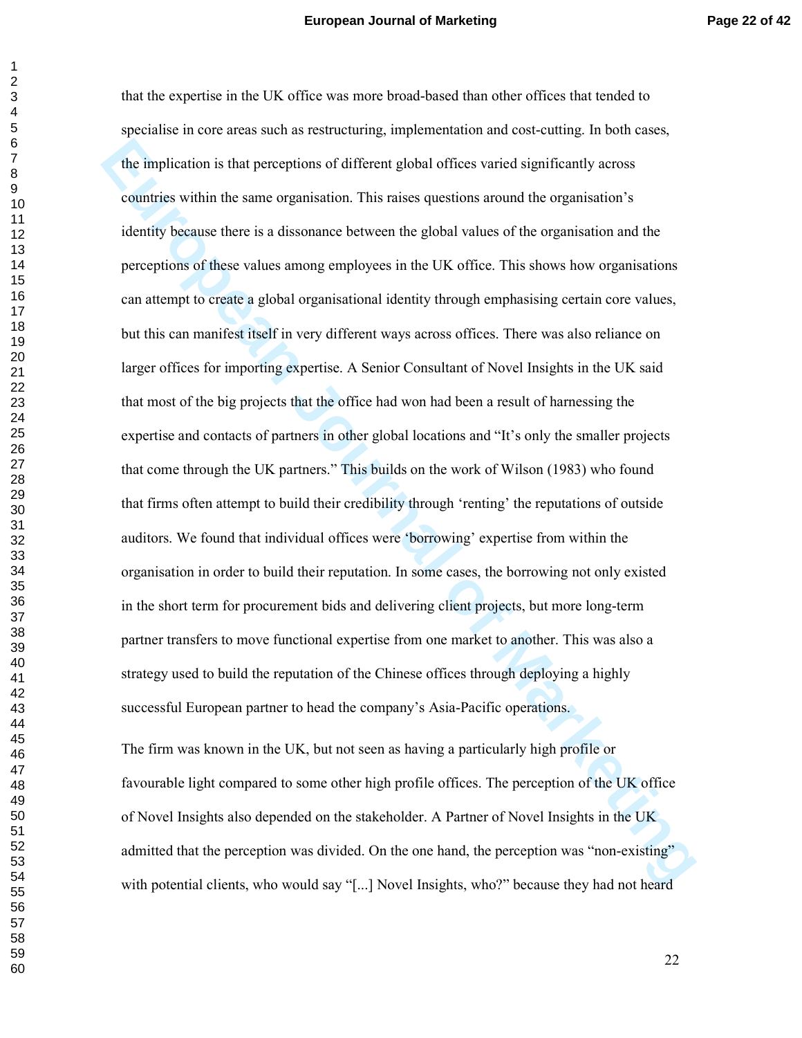that the expertise in the UK office was more broad-based than other offices that tended to specialise in core areas such as restructuring, implementation and cost-cutting. In both cases, the implication is that perceptions of different global offices varied significantly across countries within the same organisation. This raises questions around the organisation's identity because there is a dissonance between the global values of the organisation and the perceptions of these values among employees in the UK office. This shows how organisations can attempt to create a global organisational identity through emphasising certain core values, but this can manifest itself in very different ways across offices. There was also reliance on larger offices for importing expertise. A Senior Consultant of Novel Insights in the UK said that most of the big projects that the office had won had been a result of harnessing the expertise and contacts of partners in other global locations and "It's only the smaller projects that come through the UK partners." This builds on the work of Wilson (1983) who found that firms often attempt to build their credibility through 'renting' the reputations of outside auditors. We found that individual offices were 'borrowing' expertise from within the organisation in order to build their reputation. In some cases, the borrowing not only existed in the short term for procurement bids and delivering client projects, but more long-term partner transfers to move functional expertise from one market to another. This was also a strategy used to build the reputation of the Chinese offices through deploying a highly successful European partner to head the company's Asia-Pacific operations.

The firm was known in the UK, but not seen as having a particularly high profile or favourable light compared to some other high profile offices. The perception of the UK office of Novel Insights also depended on the stakeholder. A Partner of Novel Insights in the UK admitted that the perception was divided. On the one hand, the perception was "non-existing" with potential clients, who would say "[...] Novel Insights, who?" because they had not heard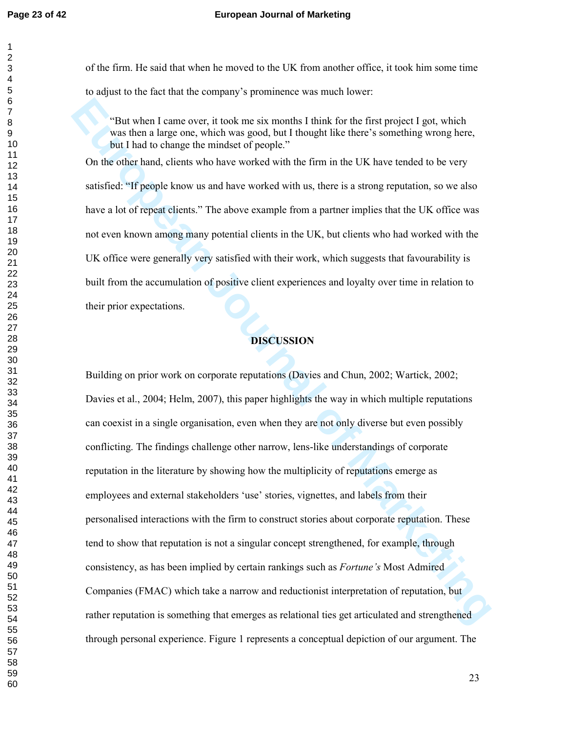of the firm. He said that when he moved to the UK from another office, it took him some time to adjust to the fact that the company's prominence was much lower:

> "But when I came over, it took me six months I think for the first project I got, which was then a large one, which was good, but I thought like there's something wrong here, but I had to change the mindset of people."

On the other hand, clients who have worked with the firm in the UK have tended to be very satisfied: "If people know us and have worked with us, there is a strong reputation, so we also have a lot of repeat clients." The above example from a partner implies that the UK office was not even known among many potential clients in the UK, but clients who had worked with the UK office were generally very satisfied with their work, which suggests that favourability is built from the accumulation of positive client experiences and loyalty over time in relation to their prior expectations.

## DISCUSSION

Building on prior work on corporate reputations (Davies and Chun, 2002; Wartick, 2002; Davies et al., 2004; Helm, 2007), this paper highlights the way in which multiple reputations can coexist in a single organisation, even when they are not only diverse but even possibly conflicting. The findings challenge other narrow, lens-like understandings of corporate reputation in the literature by showing how the multiplicity of reputations emerge as employees and external stakeholders 'use' stories, vignettes, and labels from their personalised interactions with the firm to construct stories about corporate reputation. These tend to show that reputation is not a singular concept strengthened, for example, through consistency, as has been implied by certain rankings such as *Fortune's* Most Admired Companies (FMAC) which take a narrow and reductionist interpretation of reputation, but rather reputation is something that emerges as relational ties get articulated and strengthened through personal experience. Figure 1 represents a conceptual depiction of our argument. The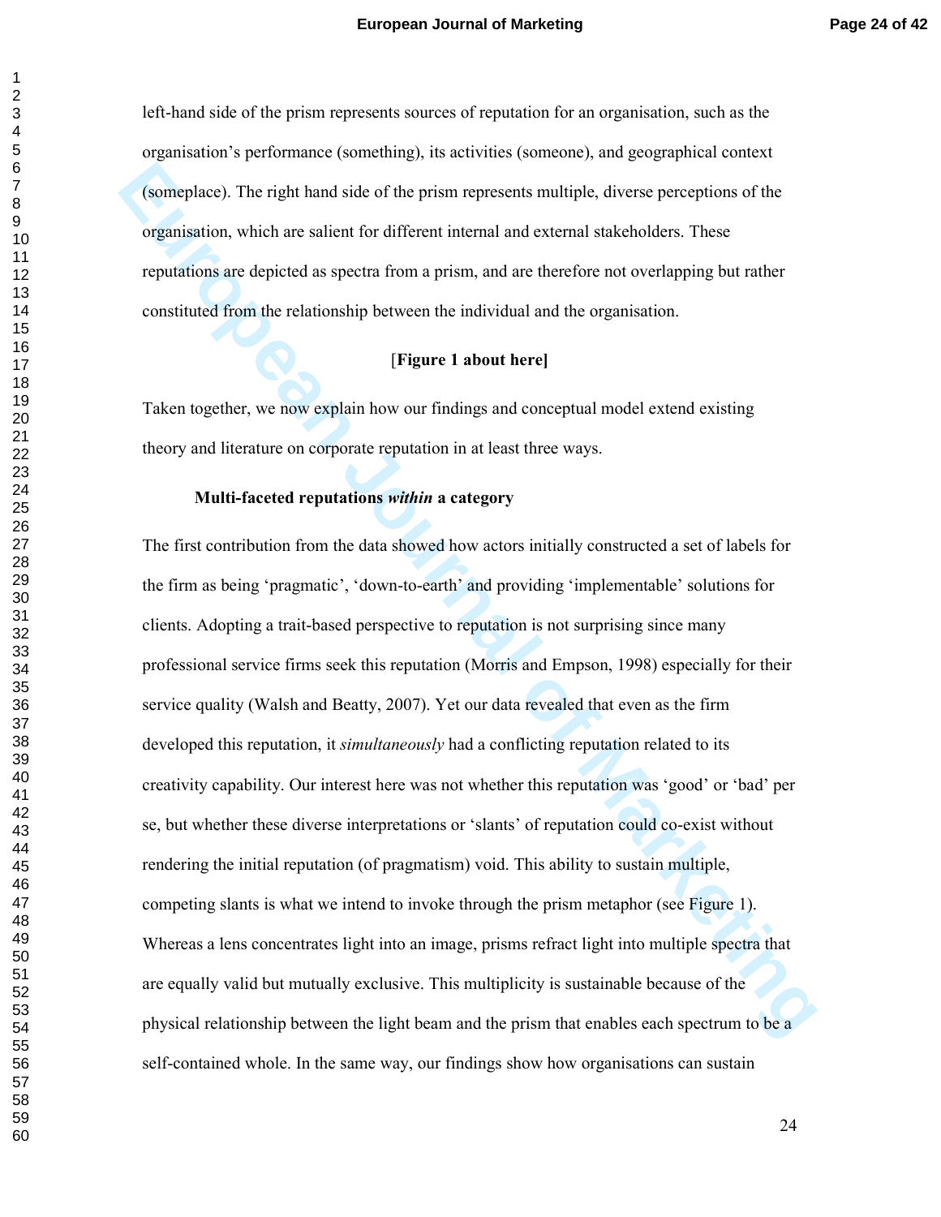left-hand side of the prism represents sources of reputation for an organisation, such as the organisation's performance (something), its activities (someone), and geographical context (someplace). The right hand side of the prism represents multiple, diverse perceptions of the organisation, which are salient for different internal and external stakeholders. These reputations are depicted as spectra from a prism, and are therefore not overlapping but rather constituted from the relationship between the individual and the organisation.

**[Figure 1 about here]**

Taken together, we now explain how our findings and conceptual model extend existing theory and literature on corporate reputation in at least three ways.

### Multi-faceted reputations *within* a category

The first contribution from the data showed how actors initially constructed a set of labels for the firm as being 'pragmatic', 'down-to-earth' and providing 'implementable' solutions for clients. Adopting a trait-based perspective to reputation is not surprising since many professional service firms seek this reputation (Morris and Empson, 1998) especially for their service quality (Walsh and Beatty, 2007). Yet our data revealed that even as the firm developed this reputation, it *simultaneously* had a conflicting reputation related to its creativity capability. Our interest here was not whether this reputation was 'good' or 'bad' per se, but whether these diverse interpretations or 'slants' of reputation could co-exist without rendering the initial reputation (of pragmatism) void. This ability to sustain multiple, competing slants is what we intend to invoke through the prism metaphor (see Figure 1). Whereas a lens concentrates light into an image, prisms refract light into multiple spectra that are equally valid but mutually exclusive. This multiplicity is sustainable because of the physical relationship between the light beam and the prism that enables each spectrum to be a self-contained whole. In the same way, our findings show how organisations can sustain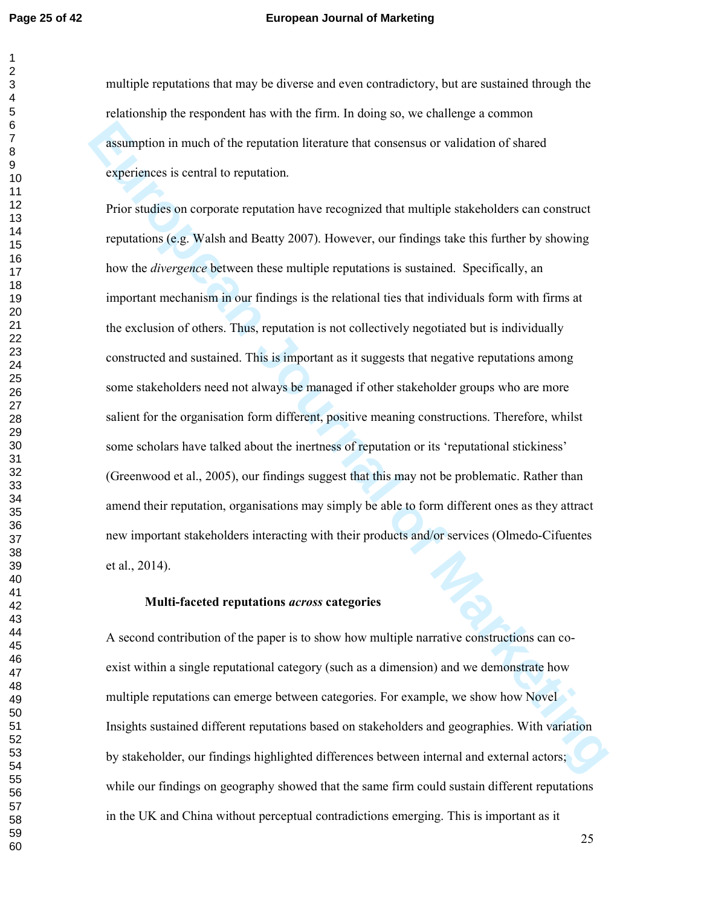multiple reputations that may be diverse and even contradictory, but are sustained through the relationship the respondent has with the firm. In doing so, we challenge a common assumption in much of the reputation literature that consensus or validation of shared experiences is central to reputation.

Prior studies on corporate reputation have recognized that multiple stakeholders can construct reputations (e.g. Walsh and Beatty 2007). However, our findings take this further by showing how the *divergence* between these multiple reputations is sustained. Specifically, an important mechanism in our findings is the relational ties that individuals form with firms at the exclusion of others. Thus, reputation is not collectively negotiated but is individually constructed and sustained. This is important as it suggests that negative reputations among some stakeholders need not always be managed if other stakeholder groups who are more salient for the organisation form different, positive meaning constructions. Therefore, whilst some scholars have talked about the inertness of reputation or its 'reputational stickiness' (Greenwood et al., 2005), our findings suggest that this may not be problematic. Rather than amend their reputation, organisations may simply be able to form different ones as they attract new important stakeholders interacting with their products and/or services (Olmedo-Cifuentes et al., 2014).

### Multi-faceted reputations *across* categories

A second contribution of the paper is to show how multiple narrative constructions can co-exist within a single reputational category (such as a dimension) and we demonstrate how multiple reputations can emerge between categories. For example, we show how Novel Insights sustained different reputations based on stakeholders and geographies. With variation by stakeholder, our findings highlighted differences between internal and external actors; while our findings on geography showed that the same firm could sustain different reputations in the UK and China without perceptual contradictions emerging. This is important as it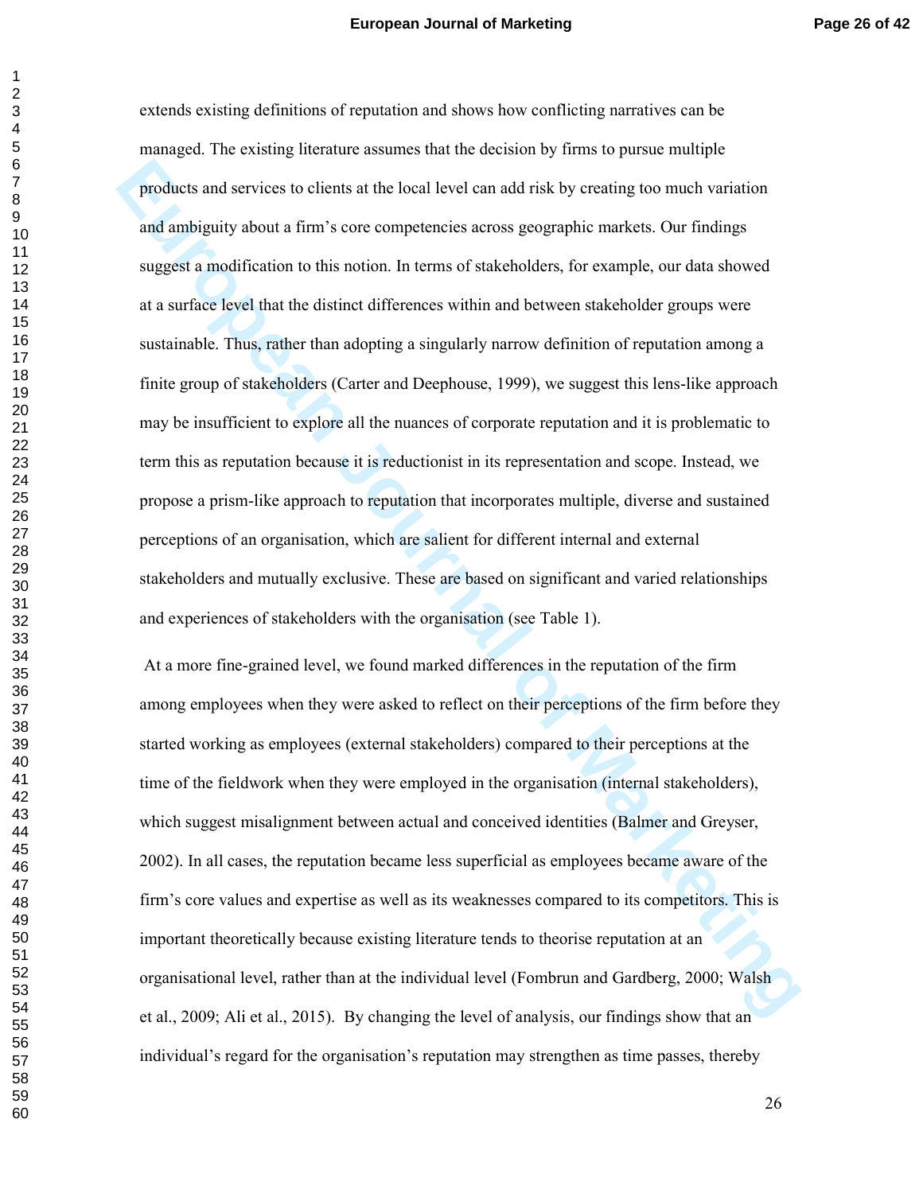extends existing definitions of reputation and shows how conflicting narratives can be managed. The existing literature assumes that the decision by firms to pursue multiple products and services to clients at the local level can add risk by creating too much variation and ambiguity about a firm's core competencies across geographic markets. Our findings suggest a modification to this notion. In terms of stakeholders, for example, our data showed at a surface level that the distinct differences within and between stakeholder groups were sustainable. Thus, rather than adopting a singularly narrow definition of reputation among a finite group of stakeholders (Carter and Deephouse, 1999), we suggest this lens-like approach may be insufficient to explore all the nuances of corporate reputation and it is problematic to term this as reputation because it is reductionist in its representation and scope. Instead, we propose a prism-like approach to reputation that incorporates multiple, diverse and sustained perceptions of an organisation, which are salient for different internal and external stakeholders and mutually exclusive. These are based on significant and varied relationships and experiences of stakeholders with the organisation (see Table 1).

At a more fine-grained level, we found marked differences in the reputation of the firm among employees when they were asked to reflect on their perceptions of the firm before they started working as employees (external stakeholders) compared to their perceptions at the time of the fieldwork when they were employed in the organisation (internal stakeholders), which suggest misalignment between actual and conceived identities (Balmer and Greyser, 2002). In all cases, the reputation became less superficial as employees became aware of the firm's core values and expertise as well as its weaknesses compared to its competitors. This is important theoretically because existing literature tends to theorise reputation at an organisational level, rather than at the individual level (Fombrun and Gardberg, 2000; Walsh et al., 2009; Ali et al., 2015). By changing the level of analysis, our findings show that an individual's regard for the organisation's reputation may strengthen as time passes, thereby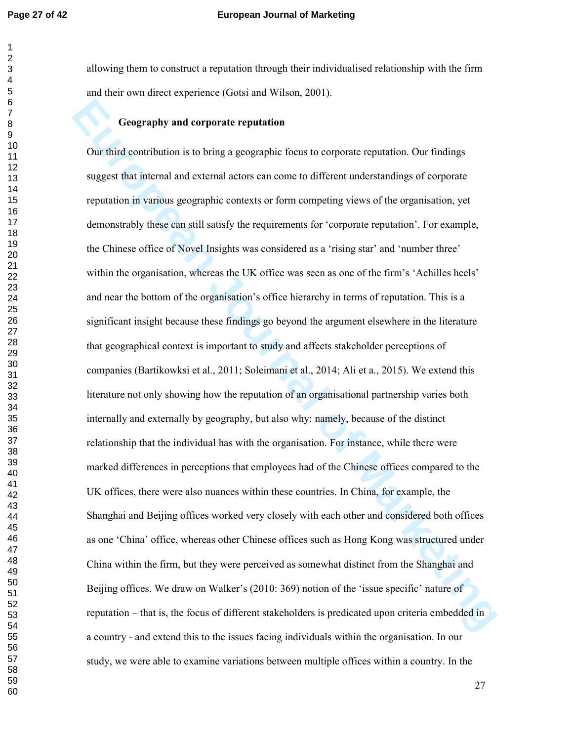allowing them to construct a reputation through their individualised relationship with the firm and their own direct experience (Gotsi and Wilson, 2001).

### Geography and corporate reputation

Our third contribution is to bring a geographic focus to corporate reputation. Our findings suggest that internal and external actors can come to different understandings of corporate reputation in various geographic contexts or form competing views of the organisation, yet demonstrably these can still satisfy the requirements for 'corporate reputation'. For example, the Chinese office of Novel Insights was considered as a 'rising star' and 'number three' within the organisation, whereas the UK office was seen as one of the firm's 'Achilles heels' and near the bottom of the organisation's office hierarchy in terms of reputation. This is a significant insight because these findings go beyond the argument elsewhere in the literature that geographical context is important to study and affects stakeholder perceptions of companies (Bartikowksi et al., 2011; Soleimani et al., 2014; Ali et a., 2015). We extend this literature not only showing how the reputation of an organisational partnership varies both internally and externally by geography, but also why: namely, because of the distinct relationship that the individual has with the organisation. For instance, while there were marked differences in perceptions that employees had of the Chinese offices compared to the UK offices, there were also nuances within these countries. In China, for example, the Shanghai and Beijing offices worked very closely with each other and considered both offices as one 'China' office, whereas other Chinese offices such as Hong Kong was structured under China within the firm, but they were perceived as somewhat distinct from the Shanghai and Beijing offices. We draw on Walker's (2010: 369) notion of the 'issue specific' nature of reputation – that is, the focus of different stakeholders is predicated upon criteria embedded in a country - and extend this to the issues facing individuals within the organisation. In our study, we were able to examine variations between multiple offices within a country. In the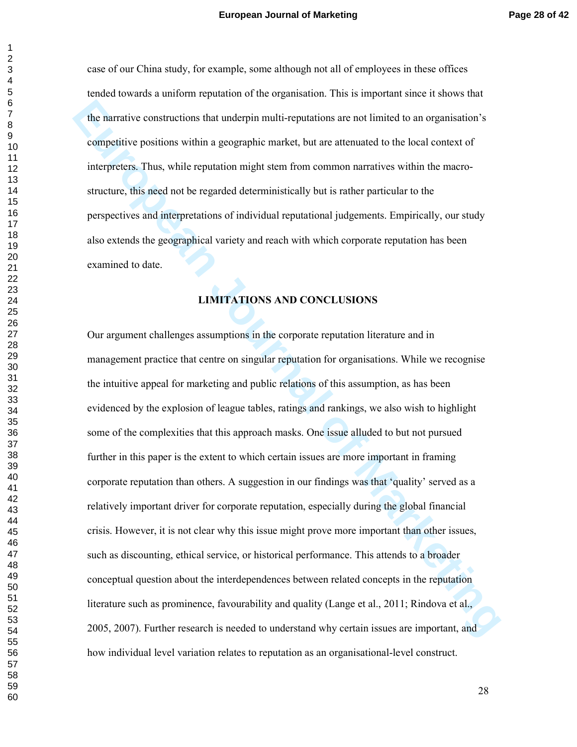case of our China study, for example, some although not all of employees in these offices tended towards a uniform reputation of the organisation. This is important since it shows that the narrative constructions that underpin multi-reputations are not limited to an organisation's competitive positions within a geographic market, but are attenuated to the local context of interpreters. Thus, while reputation might stem from common narratives within the macro-structure, this need not be regarded deterministically but is rather particular to the perspectives and interpretations of individual reputational judgements. Empirically, our study also extends the geographical variety and reach with which corporate reputation has been examined to date.

## LIMITATIONS AND CONCLUSIONS

Our argument challenges assumptions in the corporate reputation literature and in management practice that centre on singular reputation for organisations. While we recognise the intuitive appeal for marketing and public relations of this assumption, as has been evidenced by the explosion of league tables, ratings and rankings, we also wish to highlight some of the complexities that this approach masks. One issue alluded to but not pursued further in this paper is the extent to which certain issues are more important in framing corporate reputation than others. A suggestion in our findings was that 'quality' served as a relatively important driver for corporate reputation, especially during the global financial crisis. However, it is not clear why this issue might prove more important than other issues, such as discounting, ethical service, or historical performance. This attends to a broader conceptual question about the interdependences between related concepts in the reputation literature such as prominence, favourability and quality (Lange et al., 2011; Rindova et al., 2005, 2007). Further research is needed to understand why certain issues are important, and how individual level variation relates to reputation as an organisational-level construct.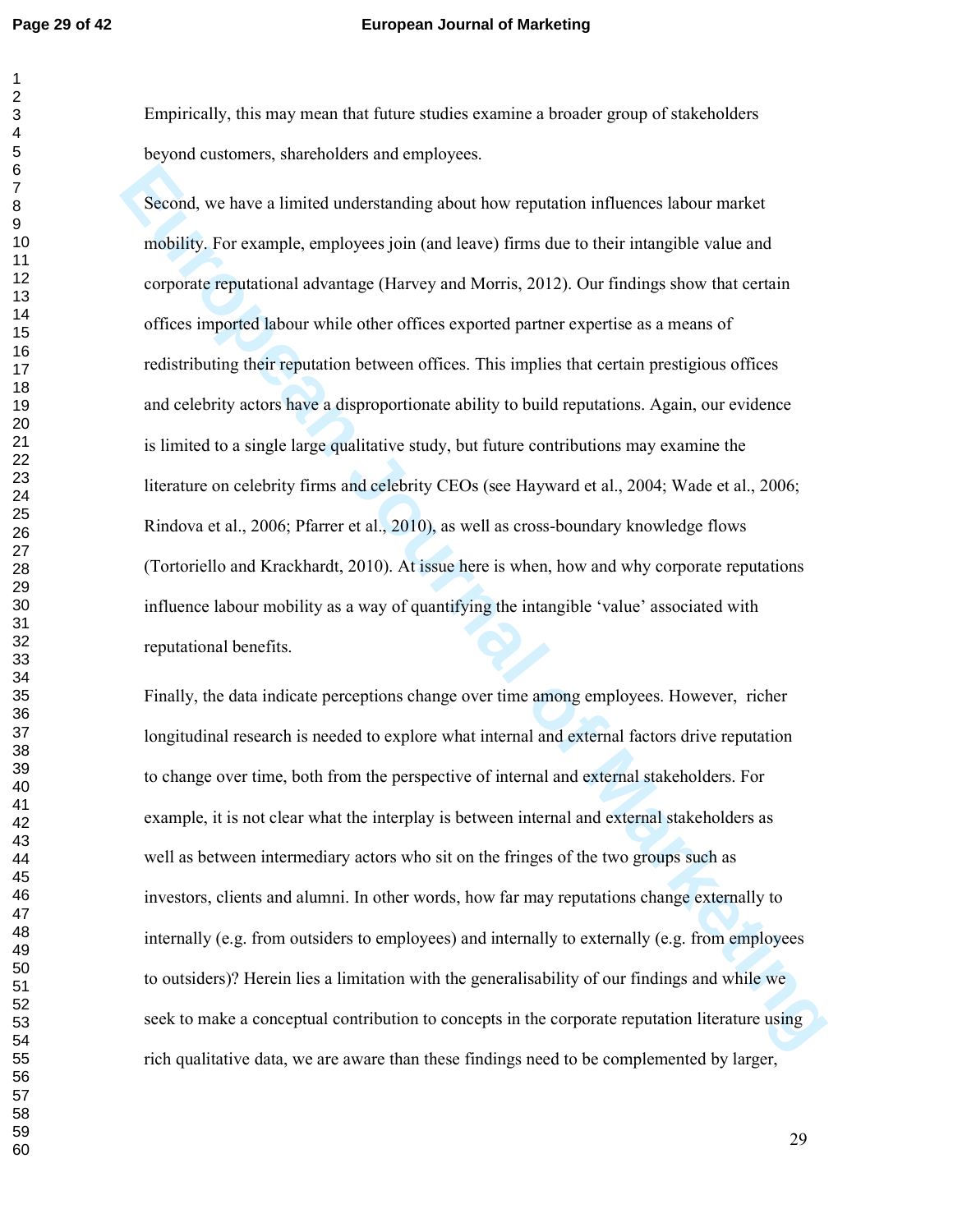Empirically, this may mean that future studies examine a broader group of stakeholders beyond customers, shareholders and employees.

Second, we have a limited understanding about how reputation influences labour market mobility. For example, employees join (and leave) firms due to their intangible value and corporate reputational advantage (Harvey and Morris, 2012). Our findings show that certain offices imported labour while other offices exported partner expertise as a means of redistributing their reputation between offices. This implies that certain prestigious offices and celebrity actors have a disproportionate ability to build reputations. Again, our evidence is limited to a single large qualitative study, but future contributions may examine the literature on celebrity firms and celebrity CEOs (see Hayward et al., 2004; Wade et al., 2006; Rindova et al., 2006; Pfarrer et al., 2010), as well as cross-boundary knowledge flows (Tortoriello and Krackhardt, 2010). At issue here is when, how and why corporate reputations influence labour mobility as a way of quantifying the intangible 'value' associated with reputational benefits.

Finally, the data indicate perceptions change over time among employees. However, richer longitudinal research is needed to explore what internal and external factors drive reputation to change over time, both from the perspective of internal and external stakeholders. For example, it is not clear what the interplay is between internal and external stakeholders as well as between intermediary actors who sit on the fringes of the two groups such as investors, clients and alumni. In other words, how far may reputations change externally to internally (e.g. from outsiders to employees) and internally to externally (e.g. from employees to outsiders)? Herein lies a limitation with the generalisability of our findings and while we seek to make a conceptual contribution to concepts in the corporate reputation literature using rich qualitative data, we are aware than these findings need to be complemented by larger,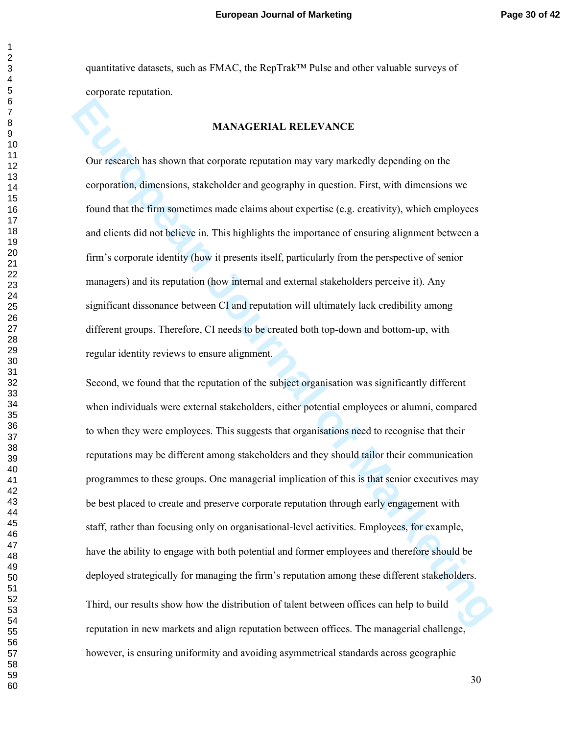quantitative datasets, such as FMAC, the RepTrak™ Pulse and other valuable surveys of corporate reputation.

## MANAGERIAL RELEVANCE

Our research has shown that corporate reputation may vary markedly depending on the corporation, dimensions, stakeholder and geography in question. First, with dimensions we found that the firm sometimes made claims about expertise (e.g. creativity), which employees and clients did not believe in. This highlights the importance of ensuring alignment between a firm's corporate identity (how it presents itself, particularly from the perspective of senior managers) and its reputation (how internal and external stakeholders perceive it). Any significant dissonance between CI and reputation will ultimately lack credibility among different groups. Therefore, CI needs to be created both top-down and bottom-up, with regular identity reviews to ensure alignment.

Second, we found that the reputation of the subject organisation was significantly different when individuals were external stakeholders, either potential employees or alumni, compared to when they were employees. This suggests that organisations need to recognise that their reputations may be different among stakeholders and they should tailor their communication programmes to these groups. One managerial implication of this is that senior executives may be best placed to create and preserve corporate reputation through early engagement with staff, rather than focusing only on organisational-level activities. Employees, for example, have the ability to engage with both potential and former employees and therefore should be deployed strategically for managing the firm's reputation among these different stakeholders.

Third, our results show how the distribution of talent between offices can help to build reputation in new markets and align reputation between offices. The managerial challenge, however, is ensuring uniformity and avoiding asymmetrical standards across geographic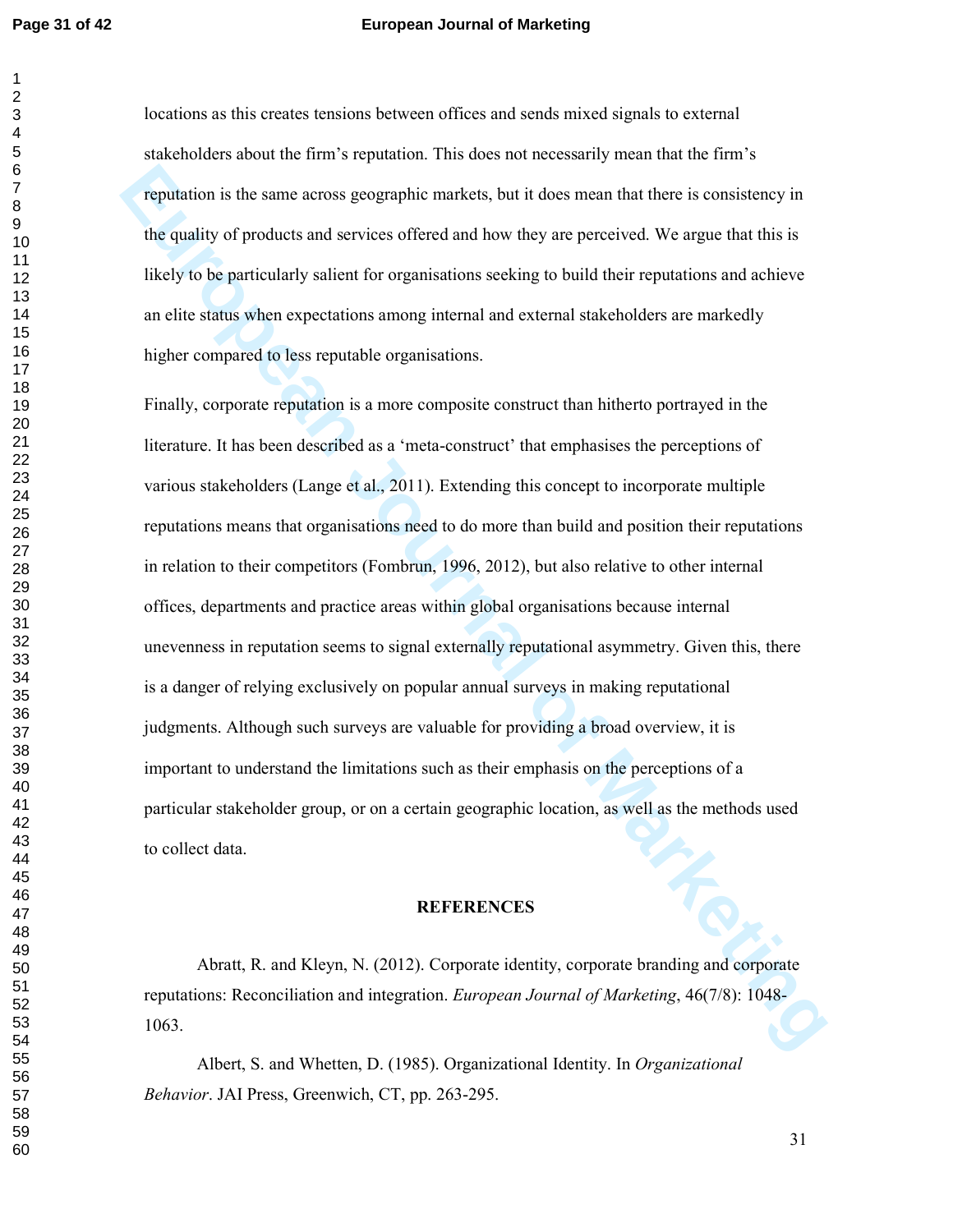locations as this creates tensions between offices and sends mixed signals to external stakeholders about the firm's reputation. This does not necessarily mean that the firm's reputation is the same across geographic markets, but it does mean that there is consistency in the quality of products and services offered and how they are perceived. We argue that this is likely to be particularly salient for organisations seeking to build their reputations and achieve an elite status when expectations among internal and external stakeholders are markedly higher compared to less reputable organisations.

Finally, corporate reputation is a more composite construct than hitherto portrayed in the literature. It has been described as a 'meta-construct' that emphasises the perceptions of various stakeholders (Lange et al., 2011). Extending this concept to incorporate multiple reputations means that organisations need to do more than build and position their reputations in relation to their competitors (Fombrun, 1996, 2012), but also relative to other internal offices, departments and practice areas within global organisations because internal unevenness in reputation seems to signal externally reputational asymmetry. Given this, there is a danger of relying exclusively on popular annual surveys in making reputational judgments. Although such surveys are valuable for providing a broad overview, it is important to understand the limitations such as their emphasis on the perceptions of a particular stakeholder group, or on a certain geographic location, as well as the methods used to collect data.

## REFERENCES

Abratt, R. and Kleyn, N. (2012). Corporate identity, corporate branding and corporate reputations: Reconciliation and integration. *European Journal of Marketing*, 46(7/8): 1048-1063.

Albert, S. and Whetten, D. (1985). Organizational Identity. In *Organizational Behavior*. JAI Press, Greenwich, CT, pp. 263-295.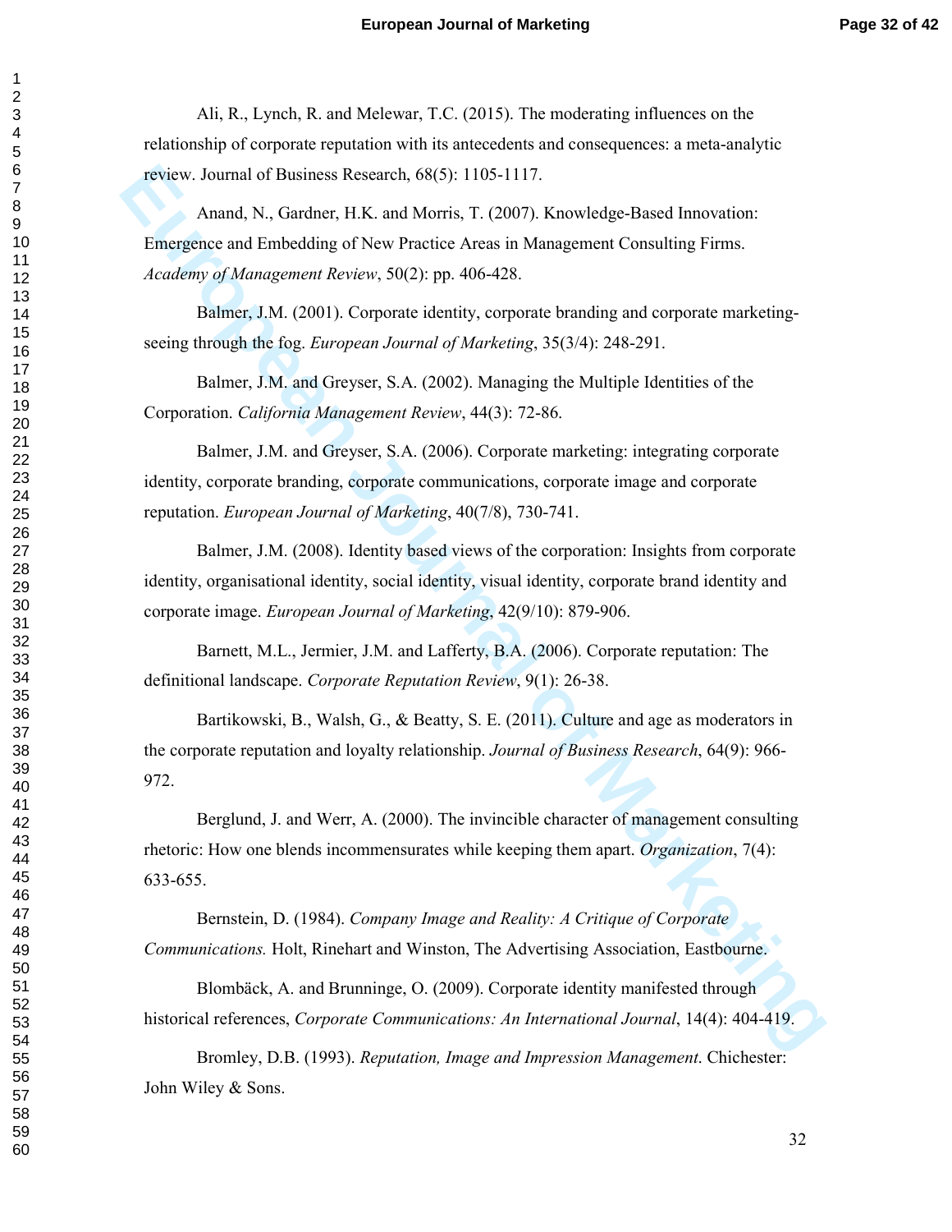Ali, R., Lynch, R. and Melewar, T.C. (2015). The moderating influences on the relationship of corporate reputation with its antecedents and consequences: a meta-analytic review. Journal of Business Research, 68(5): 1105-1117.

Anand, N., Gardner, H.K. and Morris, T. (2007). Knowledge-Based Innovation: Emergence and Embedding of New Practice Areas in Management Consulting Firms. *Academy of Management Review*, 50(2): pp. 406-428.

Balmer, J.M. (2001). Corporate identity, corporate branding and corporate marketing-seeing through the fog. *European Journal of Marketing*, 35(3/4): 248-291.

Balmer, J.M. and Greyser, S.A. (2002). Managing the Multiple Identities of the Corporation. *California Management Review*, 44(3): 72-86.

Balmer, J.M. and Greyser, S.A. (2006). Corporate marketing: integrating corporate identity, corporate branding, corporate communications, corporate image and corporate reputation. *European Journal of Marketing*, 40(7/8), 730-741.

Balmer, J.M. (2008). Identity based views of the corporation: Insights from corporate identity, organisational identity, social identity, visual identity, corporate brand identity and corporate image. *European Journal of Marketing*, 42(9/10): 879-906.

Barnett, M.L., Jermier, J.M. and Lafferty, B.A. (2006). Corporate reputation: The definitional landscape. *Corporate Reputation Review*, 9(1): 26-38.

Bartikowski, B., Walsh, G., & Beatty, S. E. (2011). Culture and age as moderators in the corporate reputation and loyalty relationship. *Journal of Business Research*, 64(9): 966-972.

Berglund, J. and Werr, A. (2000). The invincible character of management consulting rhetoric: How one blends incommensurates while keeping them apart. *Organization*, 7(4): 633-655.

Bernstein, D. (1984). *Company Image and Reality: A Critique of Corporate Communications.* Holt, Rinehart and Winston, The Advertising Association, Eastbourne.

Blombäck, A. and Brunninge, O. (2009). Corporate identity manifested through historical references, *Corporate Communications: An International Journal*, 14(4): 404-419.

Bromley, D.B. (1993). *Reputation, Image and Impression Management*. Chichester: John Wiley & Sons.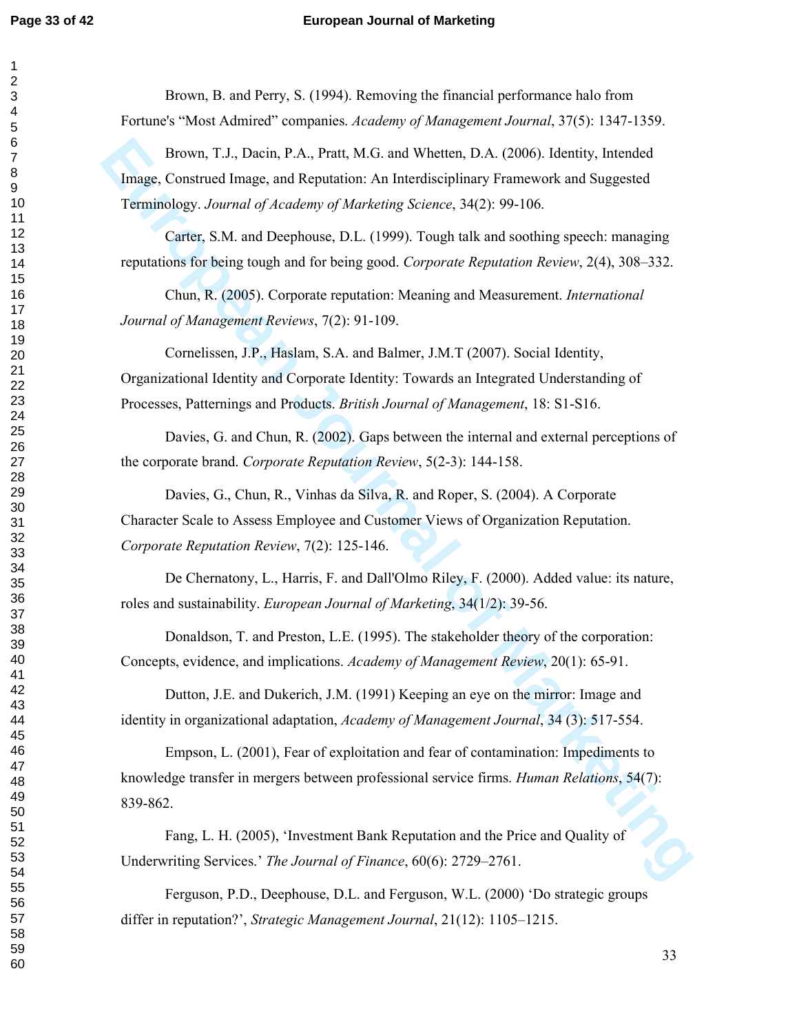Brown, B. and Perry, S. (1994). Removing the financial performance halo from Fortune's "Most Admired" companies. *Academy of Management Journal*, 37(5): 1347-1359.

Brown, T.J., Dacin, P.A., Pratt, M.G. and Whetten, D.A. (2006). Identity, Intended Image, Construed Image, and Reputation: An Interdisciplinary Framework and Suggested Terminology. *Journal of Academy of Marketing Science*, 34(2): 99-106.

Carter, S.M. and Deephouse, D.L. (1999). Tough talk and soothing speech: managing reputations for being tough and for being good. *Corporate Reputation Review*, 2(4), 308–332.

Chun, R. (2005). Corporate reputation: Meaning and Measurement. *International Journal of Management Reviews*, 7(2): 91-109.

Cornelissen, J.P., Haslam, S.A. and Balmer, J.M.T (2007). Social Identity, Organizational Identity and Corporate Identity: Towards an Integrated Understanding of Processes, Patternings and Products. *British Journal of Management*, 18: S1-S16.

Davies, G. and Chun, R. (2002). Gaps between the internal and external perceptions of the corporate brand. *Corporate Reputation Review*, 5(2-3): 144-158.

Davies, G., Chun, R., Vinhas da Silva, R. and Roper, S. (2004). A Corporate Character Scale to Assess Employee and Customer Views of Organization Reputation. *Corporate Reputation Review*, 7(2): 125-146.

De Chernatony, L., Harris, F. and Dall'Olmo Riley, F. (2000). Added value: its nature, roles and sustainability. *European Journal of Marketing*, 34(1/2): 39-56.

Donaldson, T. and Preston, L.E. (1995). The stakeholder theory of the corporation: Concepts, evidence, and implications. *Academy of Management Review*, 20(1): 65-91.

Dutton, J.E. and Dukerich, J.M. (1991) Keeping an eye on the mirror: Image and identity in organizational adaptation, *Academy of Management Journal*, 34 (3): 517-554.

Empson, L. (2001), Fear of exploitation and fear of contamination: Impediments to knowledge transfer in mergers between professional service firms. *Human Relations*, 54(7): 839-862.

Fang, L. H. (2005), 'Investment Bank Reputation and the Price and Quality of Underwriting Services.' *The Journal of Finance*, 60(6): 2729–2761.

Ferguson, P.D., Deephouse, D.L. and Ferguson, W.L. (2000) 'Do strategic groups differ in reputation?', *Strategic Management Journal*, 21(12): 1105–1215.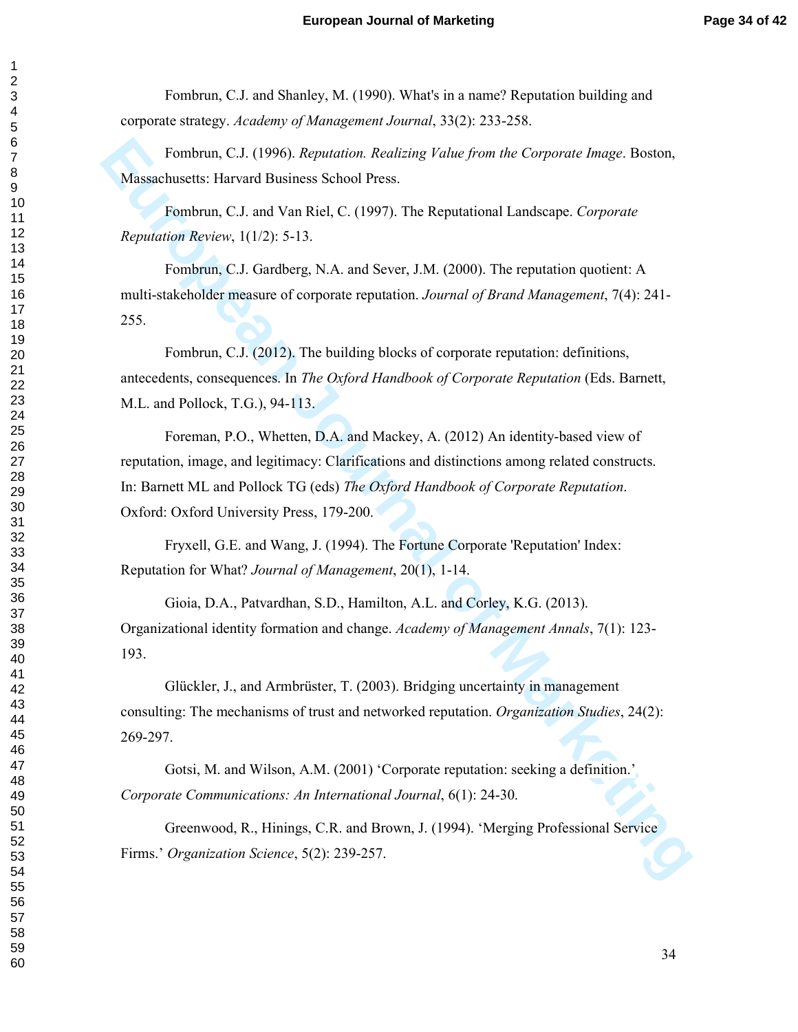Fombrun, C.J. and Shanley, M. (1990). What's in a name? Reputation building and corporate strategy. *Academy of Management Journal*, 33(2): 233-258.

Fombrun, C.J. (1996). *Reputation. Realizing Value from the Corporate Image*. Boston, Massachusetts: Harvard Business School Press.

Fombrun, C.J. and Van Riel, C. (1997). The Reputational Landscape. *Corporate Reputation Review*, 1(1/2): 5-13.

Fombrun, C.J. Gardberg, N.A. and Sever, J.M. (2000). The reputation quotient: A multi-stakeholder measure of corporate reputation. *Journal of Brand Management*, 7(4): 241-255.

Fombrun, C.J. (2012). The building blocks of corporate reputation: definitions, antecedents, consequences. In *The Oxford Handbook of Corporate Reputation* (Eds. Barnett, M.L. and Pollock, T.G.), 94-113.

Foreman, P.O., Whetten, D.A. and Mackey, A. (2012) An identity-based view of reputation, image, and legitimacy: Clarifications and distinctions among related constructs. In: Barnett ML and Pollock TG (eds) *The Oxford Handbook of Corporate Reputation*. Oxford: Oxford University Press, 179-200.

Fryxell, G.E. and Wang, J. (1994). The Fortune Corporate 'Reputation' Index: Reputation for What? *Journal of Management*, 20(1), 1-14.

Gioia, D.A., Patvardhan, S.D., Hamilton, A.L. and Corley, K.G. (2013). Organizational identity formation and change. *Academy of Management Annals*, 7(1): 123-193.

Glückler, J., and Armbrüster, T. (2003). Bridging uncertainty in management consulting: The mechanisms of trust and networked reputation. *Organization Studies*, 24(2): 269-297.

Gotsi, M. and Wilson, A.M. (2001) 'Corporate reputation: seeking a definition.' *Corporate Communications: An International Journal*, 6(1): 24-30.

Greenwood, R., Hinings, C.R. and Brown, J. (1994). 'Merging Professional Service Firms.' *Organization Science*, 5(2): 239-257.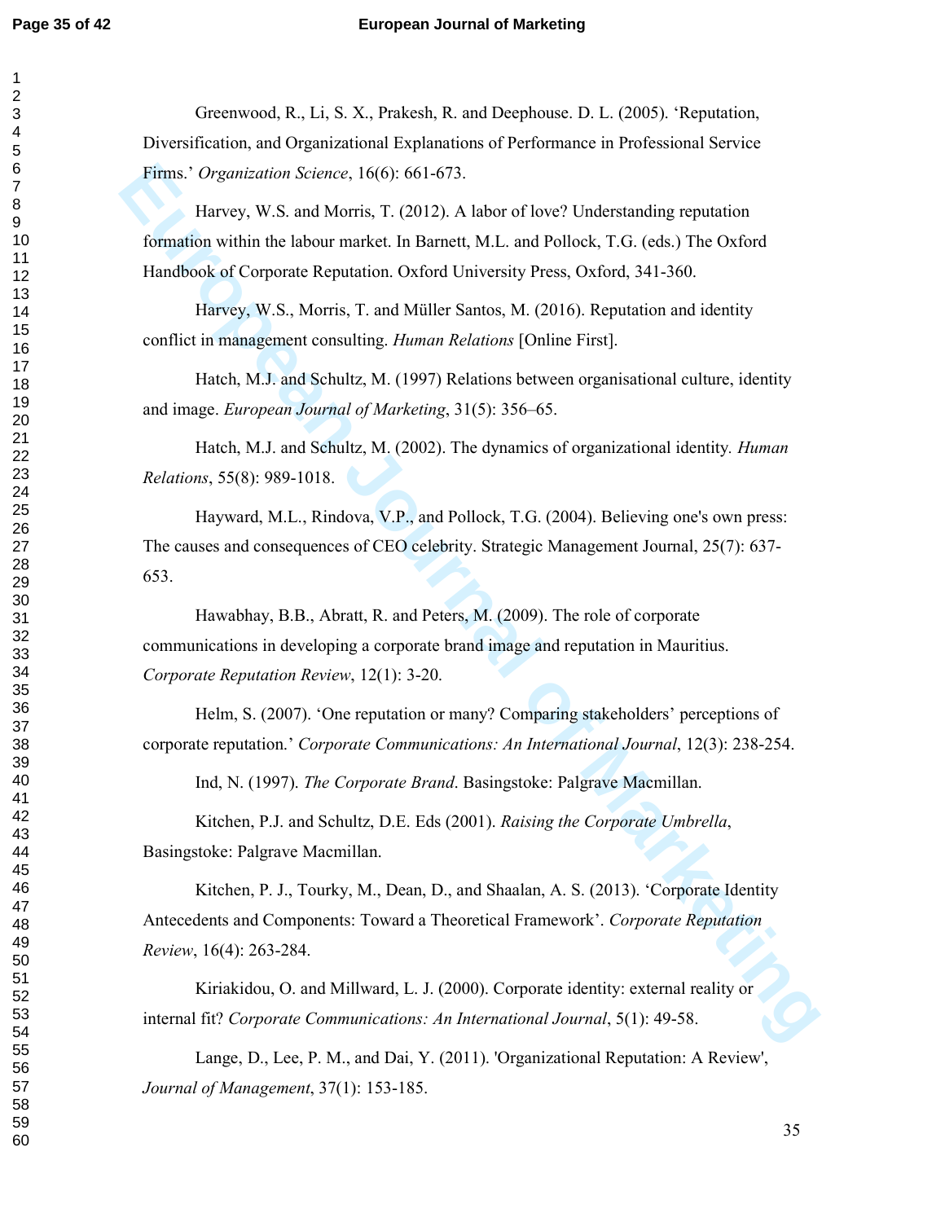Greenwood, R., Li, S. X., Prakesh, R. and Deephouse. D. L. (2005). 'Reputation, Diversification, and Organizational Explanations of Performance in Professional Service Firms.' *Organization Science*, 16(6): 661-673.

Harvey, W.S. and Morris, T. (2012). A labor of love? Understanding reputation formation within the labour market. In Barnett, M.L. and Pollock, T.G. (eds.) The Oxford Handbook of Corporate Reputation. Oxford University Press, Oxford, 341-360.

Harvey, W.S., Morris, T. and Müller Santos, M. (2016). Reputation and identity conflict in management consulting. *Human Relations* [Online First].

Hatch, M.J. and Schultz, M. (1997) Relations between organisational culture, identity and image. *European Journal of Marketing*, 31(5): 356–65.

Hatch, M.J. and Schultz, M. (2002). The dynamics of organizational identity. *Human Relations*, 55(8): 989-1018.

Hayward, M.L., Rindova, V.P., and Pollock, T.G. (2004). Believing one's own press: The causes and consequences of CEO celebrity. Strategic Management Journal, 25(7): 637-653.

Hawabhay, B.B., Abratt, R. and Peters, M. (2009). The role of corporate communications in developing a corporate brand image and reputation in Mauritius. *Corporate Reputation Review*, 12(1): 3-20.

Helm, S. (2007). 'One reputation or many? Comparing stakeholders' perceptions of corporate reputation.' *Corporate Communications: An International Journal*, 12(3): 238-254.

Ind, N. (1997). *The Corporate Brand*. Basingstoke: Palgrave Macmillan.

Kitchen, P.J. and Schultz, D.E. Eds (2001). *Raising the Corporate Umbrella*, Basingstoke: Palgrave Macmillan.

Kitchen, P. J., Tourky, M., Dean, D., and Shaalan, A. S. (2013). 'Corporate Identity Antecedents and Components: Toward a Theoretical Framework'. *Corporate Reputation Review*, 16(4): 263-284.

Kiriakidou, O. and Millward, L. J. (2000). Corporate identity: external reality or internal fit? *Corporate Communications: An International Journal*, 5(1): 49-58.

Lange, D., Lee, P. M., and Dai, Y. (2011). 'Organizational Reputation: A Review', *Journal of Management*, 37(1): 153-185.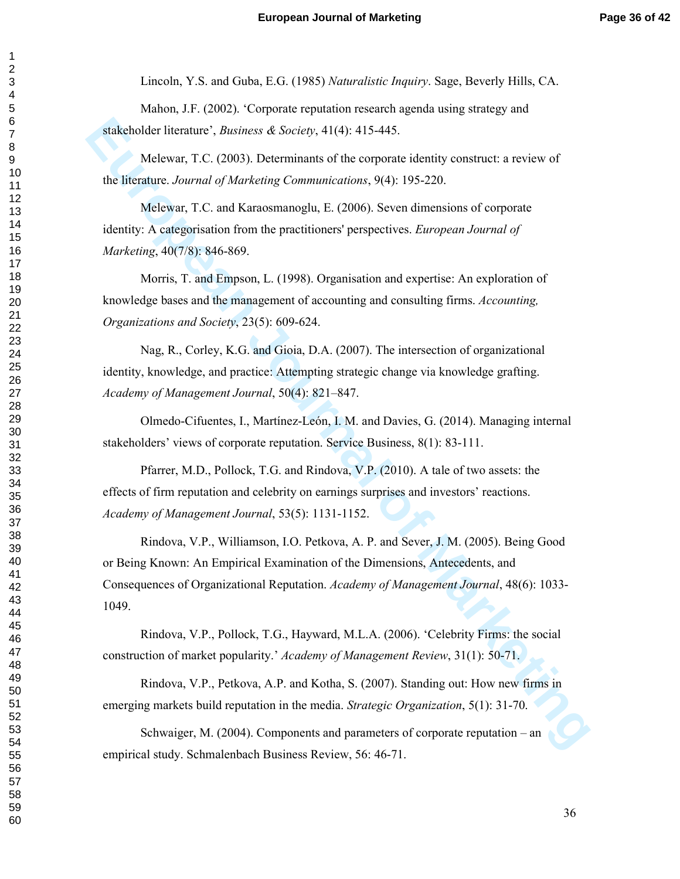Lincoln, Y.S. and Guba, E.G. (1985) *Naturalistic Inquiry*. Sage, Beverly Hills, CA.

Mahon, J.F. (2002). 'Corporate reputation research agenda using strategy and stakeholder literature', *Business & Society*, 41(4): 415-445.

Melewar, T.C. (2003). Determinants of the corporate identity construct: a review of the literature. *Journal of Marketing Communications*, 9(4): 195-220.

Melewar, T.C. and Karaosmanoglu, E. (2006). Seven dimensions of corporate identity: A categorisation from the practitioners' perspectives. *European Journal of Marketing*, 40(7/8): 846-869.

Morris, T. and Empson, L. (1998). Organisation and expertise: An exploration of knowledge bases and the management of accounting and consulting firms. *Accounting, Organizations and Society*, 23(5): 609-624.

Nag, R., Corley, K.G. and Gioia, D.A. (2007). The intersection of organizational identity, knowledge, and practice: Attempting strategic change via knowledge grafting. *Academy of Management Journal*, 50(4): 821–847.

Olmedo-Cifuentes, I., Martínez-León, I. M. and Davies, G. (2014). Managing internal stakeholders' views of corporate reputation. Service Business, 8(1): 83-111.

Pfarrer, M.D., Pollock, T.G. and Rindova, V.P. (2010). A tale of two assets: the effects of firm reputation and celebrity on earnings surprises and investors' reactions. *Academy of Management Journal*, 53(5): 1131-1152.

Rindova, V.P., Williamson, I.O. Petkova, A. P. and Sever, J. M. (2005). Being Good or Being Known: An Empirical Examination of the Dimensions, Antecedents, and Consequences of Organizational Reputation. *Academy of Management Journal*, 48(6): 1033-1049.

Rindova, V.P., Pollock, T.G., Hayward, M.L.A. (2006). 'Celebrity Firms: the social construction of market popularity.' *Academy of Management Review*, 31(1): 50-71.

Rindova, V.P., Petkova, A.P. and Kotha, S. (2007). Standing out: How new firms in emerging markets build reputation in the media. *Strategic Organization*, 5(1): 31-70.

Schwaiger, M. (2004). Components and parameters of corporate reputation – an empirical study. Schmalenbach Business Review, 56: 46-71.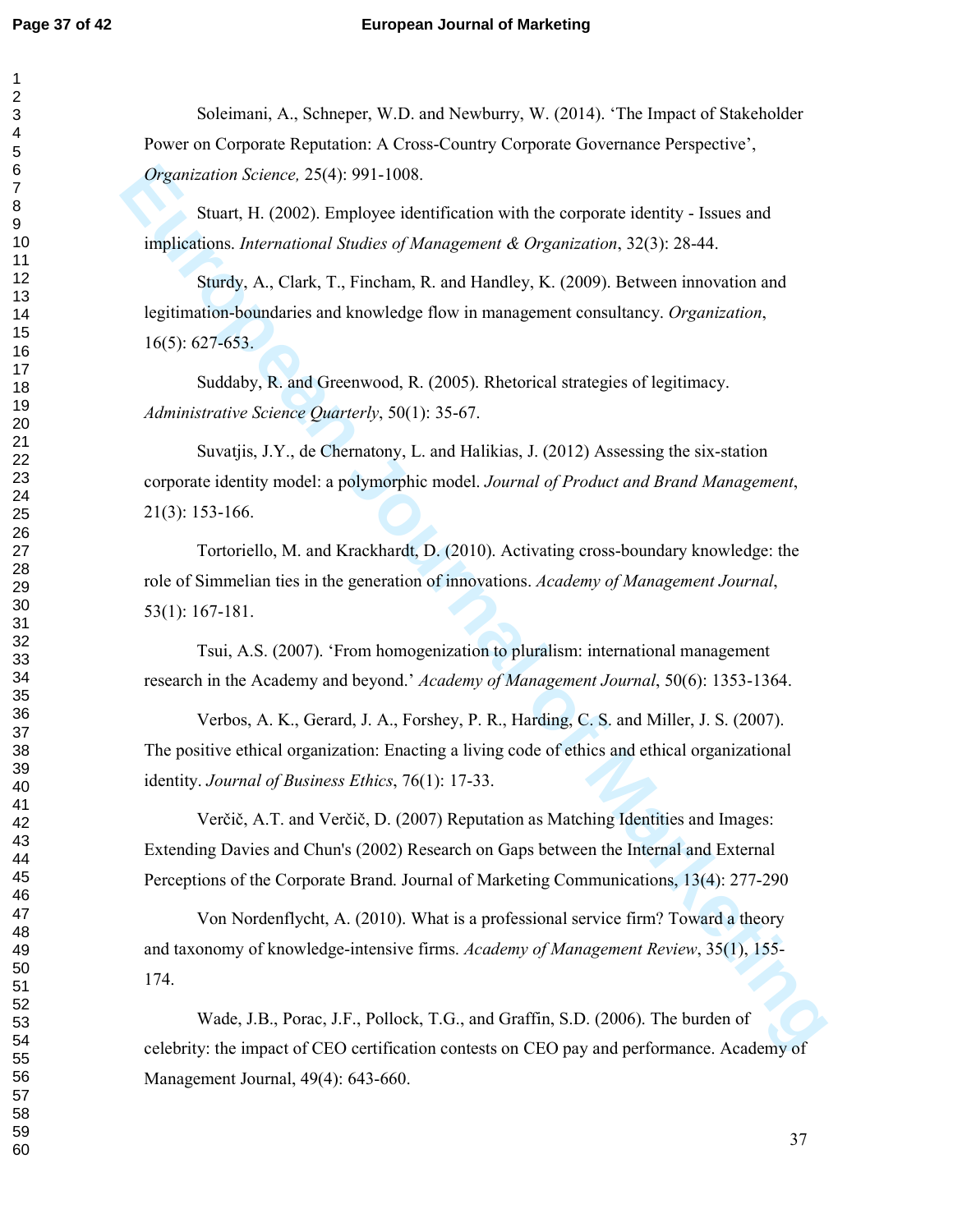Soleimani, A., Schneper, W.D. and Newburry, W. (2014). 'The Impact of Stakeholder Power on Corporate Reputation: A Cross-Country Corporate Governance Perspective', *Organization Science,* 25(4): 991-1008.

Stuart, H. (2002). Employee identification with the corporate identity - Issues and implications. *International Studies of Management & Organization*, 32(3): 28-44.

Sturdy, A., Clark, T., Fincham, R. and Handley, K. (2009). Between innovation and legitimation-boundaries and knowledge flow in management consultancy. *Organization*, 16(5): 627-653.

Suddaby, R. and Greenwood, R. (2005). Rhetorical strategies of legitimacy. *Administrative Science Quarterly*, 50(1): 35-67.

Suvatjis, J.Y., de Chernatony, L. and Halikias, J. (2012) Assessing the six-station corporate identity model: a polymorphic model. *Journal of Product and Brand Management*, 21(3): 153-166.

Tortoriello, M. and Krackhardt, D. (2010). Activating cross-boundary knowledge: the role of Simmelian ties in the generation of innovations. *Academy of Management Journal*, 53(1): 167-181.

Tsui, A.S. (2007). 'From homogenization to pluralism: international management research in the Academy and beyond.' *Academy of Management Journal*, 50(6): 1353-1364.

Verbos, A. K., Gerard, J. A., Forshey, P. R., Harding, C. S. and Miller, J. S. (2007). The positive ethical organization: Enacting a living code of ethics and ethical organizational identity. *Journal of Business Ethics*, 76(1): 17-33.

Verčič, A.T. and Verčič, D. (2007) Reputation as Matching Identities and Images: Extending Davies and Chun's (2002) Research on Gaps between the Internal and External Perceptions of the Corporate Brand. Journal of Marketing Communications, 13(4): 277-290

Von Nordenflycht, A. (2010). What is a professional service firm? Toward a theory and taxonomy of knowledge-intensive firms. *Academy of Management Review*, 35(1), 155-174.

Wade, J.B., Porac, J.F., Pollock, T.G., and Graffin, S.D. (2006). The burden of celebrity: the impact of CEO certification contests on CEO pay and performance. Academy of Management Journal, 49(4): 643-660.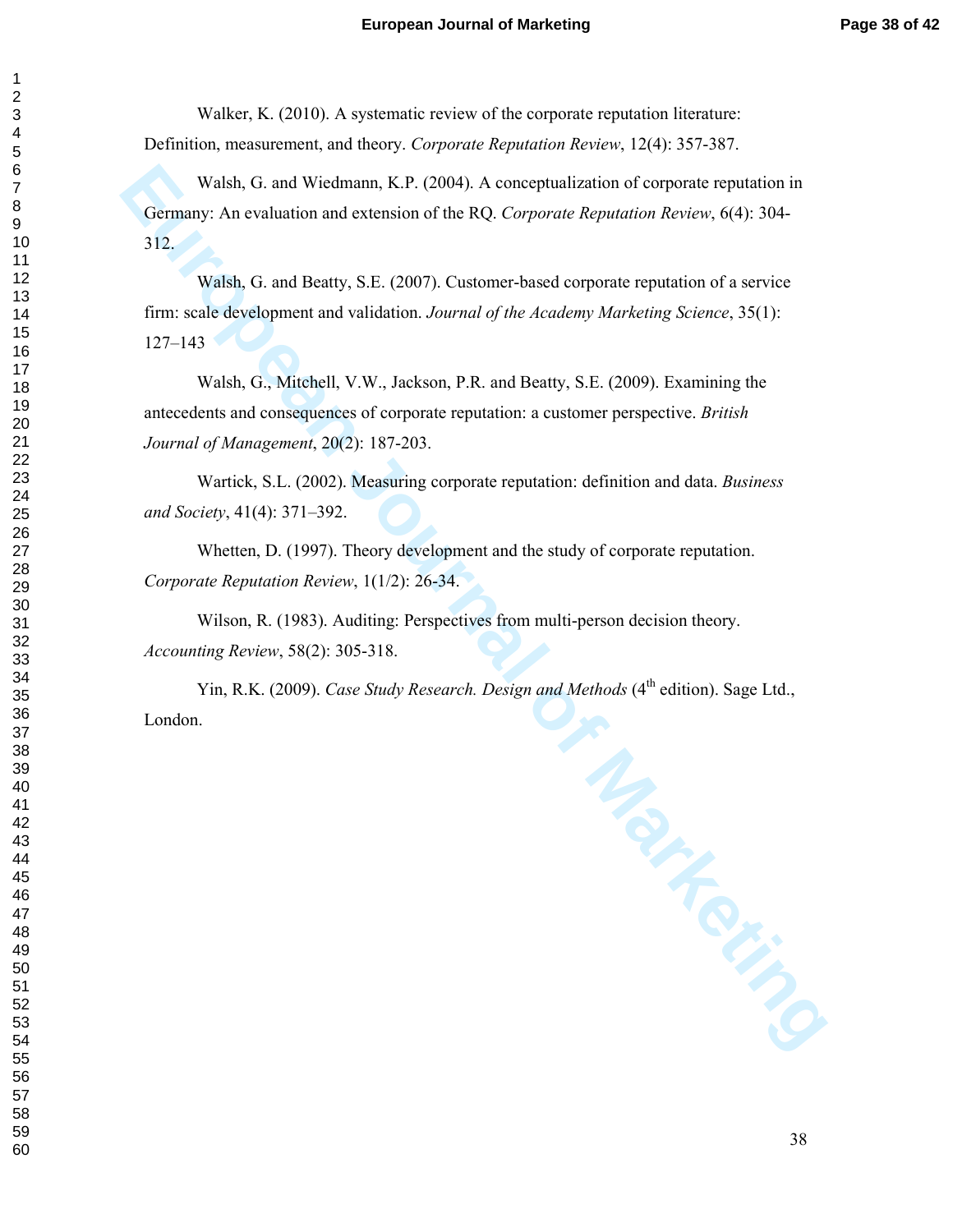Walker, K. (2010). A systematic review of the corporate reputation literature: Definition, measurement, and theory. *Corporate Reputation Review*, 12(4): 357-387.

Walsh, G. and Wiedmann, K.P. (2004). A conceptualization of corporate reputation in Germany: An evaluation and extension of the RQ. *Corporate Reputation Review*, 6(4): 304-312.

Walsh, G. and Beatty, S.E. (2007). Customer-based corporate reputation of a service firm: scale development and validation. *Journal of the Academy Marketing Science*, 35(1): 127–143

Walsh, G., Mitchell, V.W., Jackson, P.R. and Beatty, S.E. (2009). Examining the antecedents and consequences of corporate reputation: a customer perspective. *British Journal of Management*, 20(2): 187-203.

Wartick, S.L. (2002). Measuring corporate reputation: definition and data. *Business and Society*, 41(4): 371–392.

Whetten, D. (1997). Theory development and the study of corporate reputation. *Corporate Reputation Review*, 1(1/2): 26-34.

Wilson, R. (1983). Auditing: Perspectives from multi-person decision theory. *Accounting Review*, 58(2): 305-318.

Yin, R.K. (2009). *Case Study Research. Design and Methods* (4th edition). Sage Ltd., London.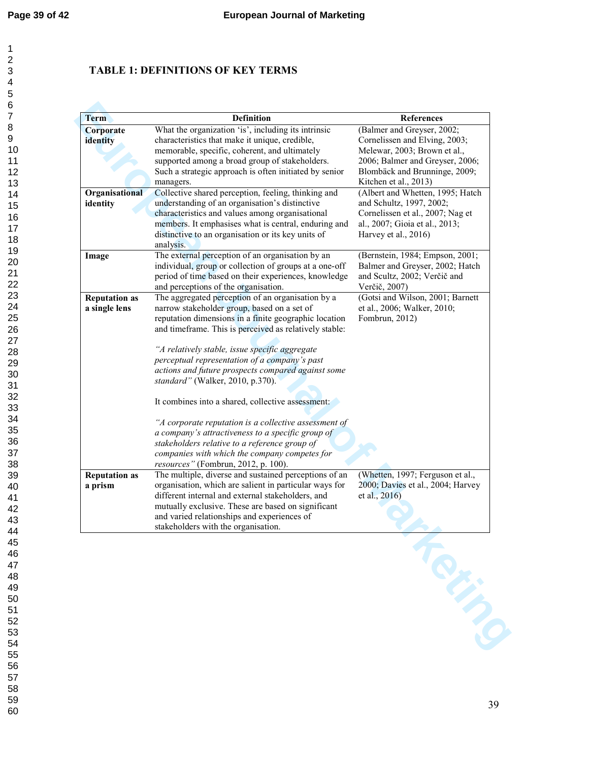# TABLE 1: DEFINITIONS OF KEY TERMS

| Term | Definition | References |
|---|---|---|
| **Corporate identity** | What the organization 'is', including its intrinsic characteristics that make it unique, credible, memorable, specific, coherent, and ultimately supported among a broad group of stakeholders. Such a strategic approach is often initiated by senior managers. | (Balmer and Greyser, 2002; Cornelissen and Elving, 2003; Melewar, 2003; Brown et al., 2006; Balmer and Greyser, 2006; Blombäck and Brunninge, 2009; Kitchen et al., 2013) |
| **Organisational identity** | Collective shared perception, feeling, thinking and understanding of an organisation's distinctive characteristics and values among organisational members. It emphasises what is central, enduring and distinctive to an organisation or its key units of analysis. | (Albert and Whetten, 1995; Hatch and Schultz, 1997, 2002; Cornelissen et al., 2007; Nag et al., 2007; Gioia et al., 2013; Harvey et al., 2016) |
| **Image** | The external perception of an organisation by an individual, group or collection of groups at a one-off period of time based on their experiences, knowledge and perceptions of the organisation. | (Bernstein, 1984; Empson, 2001; Balmer and Greyser, 2002; Hatch and Scultz, 2002; Verčič and Verčič, 2007) |
| **Reputation as a single lens** | The aggregated perception of an organisation by a narrow stakeholder group, based on a set of reputation dimensions in a finite geographic location and timeframe. This is perceived as relatively stable: *"A relatively stable, issue specific aggregate perceptual representation of a company's past actions and future prospects compared against some standard"* (Walker, 2010, p.370). It combines into a shared, collective assessment: *"A corporate reputation is a collective assessment of a company's attractiveness to a specific group of stakeholders relative to a reference group of companies with which the company competes for resources"* (Fombrun, 2012, p. 100). | (Gotsi and Wilson, 2001; Barnett et al., 2006; Walker, 2010; Fombrun, 2012) |
| **Reputation as a prism** | The multiple, diverse and sustained perceptions of an organisation, which are salient in particular ways for different internal and external stakeholders, and mutually exclusive. These are based on significant and varied relationships and experiences of stakeholders with the organisation. | (Whetten, 1997; Ferguson et al., 2000; Davies et al., 2004; Harvey et al., 2016) |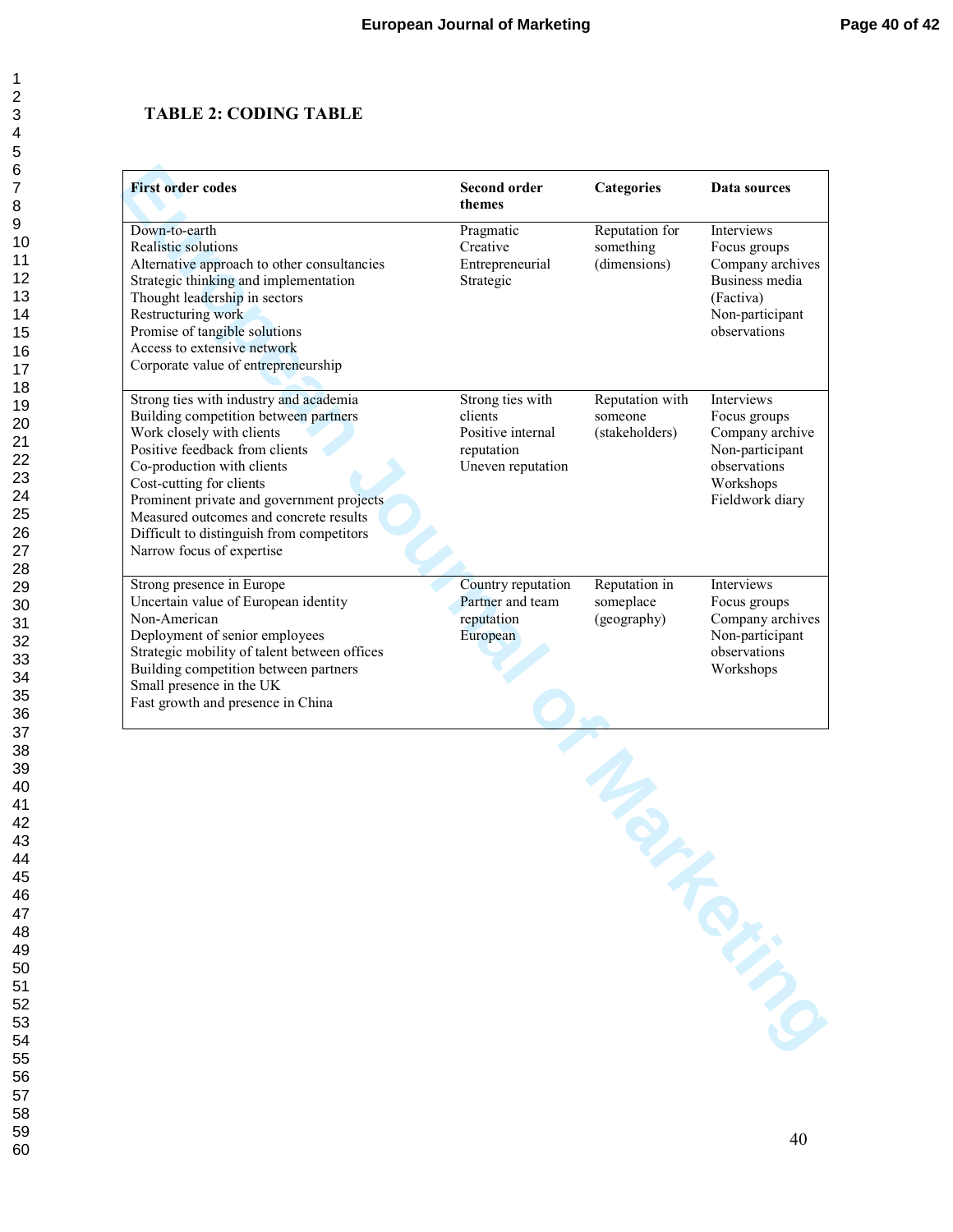## TABLE 2: CODING TABLE

| First order codes | Second order themes | Categories | Data sources |
|---|---|---|---|
| Down-to-earth<br>Realistic solutions<br>Alternative approach to other consultancies<br>Strategic thinking and implementation<br>Thought leadership in sectors<br>Restructuring work<br>Promise of tangible solutions<br>Access to extensive network<br>Corporate value of entrepreneurship | Pragmatic<br>Creative<br>Entrepreneurial<br>Strategic | Reputation for something (dimensions) | Interviews<br>Focus groups<br>Company archives<br>Business media (Factiva)<br>Non-participant observations |
| Strong ties with industry and academia<br>Building competition between partners<br>Work closely with clients<br>Positive feedback from clients<br>Co-production with clients<br>Cost-cutting for clients<br>Prominent private and government projects<br>Measured outcomes and concrete results<br>Difficult to distinguish from competitors<br>Narrow focus of expertise | Strong ties with clients<br>Positive internal reputation<br>Uneven reputation | Reputation with someone (stakeholders) | Interviews<br>Focus groups<br>Company archive<br>Non-participant observations<br>Workshops<br>Fieldwork diary |
| Strong presence in Europe<br>Uncertain value of European identity<br>Non-American<br>Deployment of senior employees<br>Strategic mobility of talent between offices<br>Building competition between partners<br>Small presence in the UK<br>Fast growth and presence in China | Country reputation<br>Partner and team reputation<br>European | Reputation in someplace (geography) | Interviews<br>Focus groups<br>Company archives<br>Non-participant observations<br>Workshops |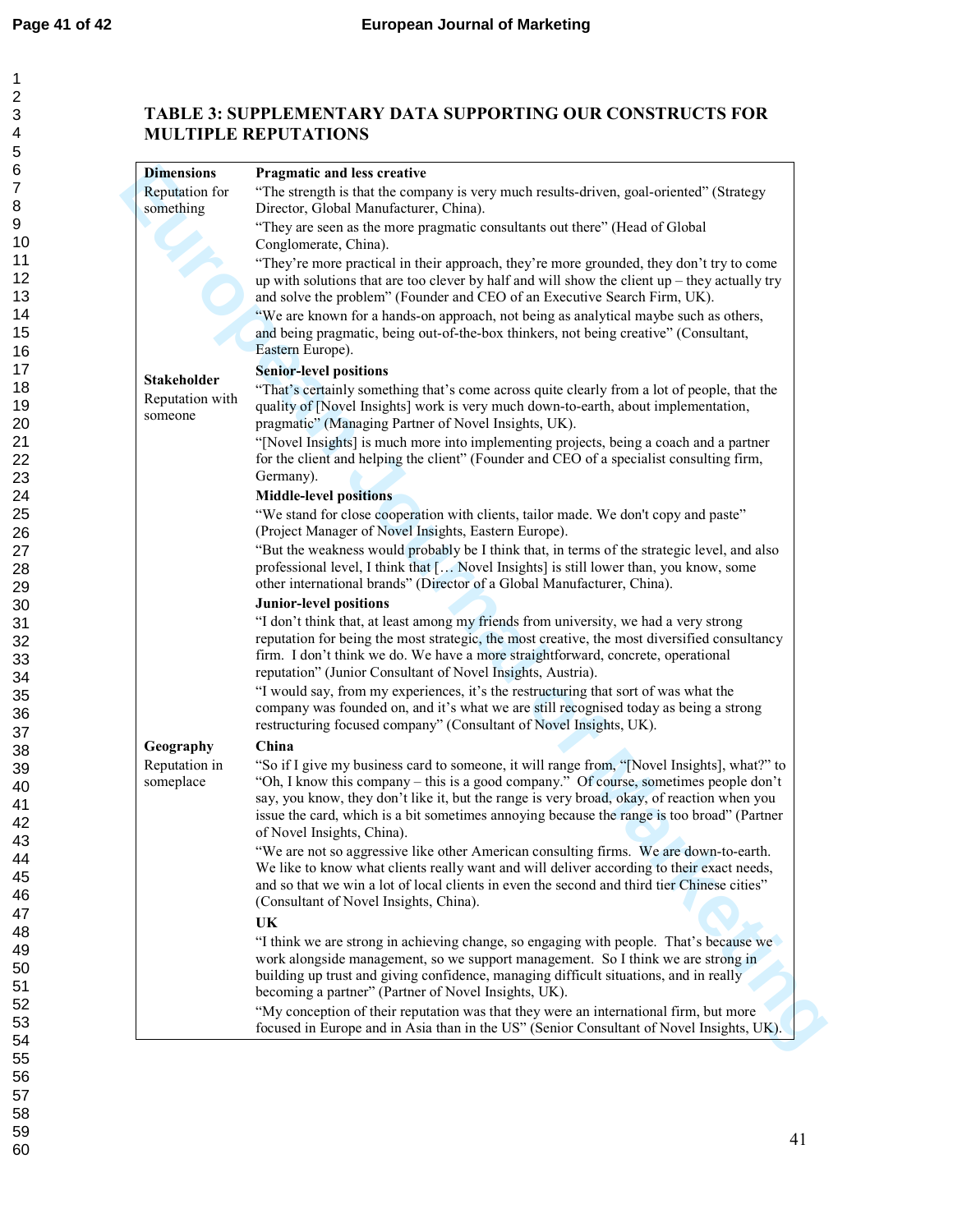# TABLE 3: SUPPLEMENTARY DATA SUPPORTING OUR CONSTRUCTS FOR MULTIPLE REPUTATIONS

| Dimensions | |
|---|---|
| **Dimensions** Reputation for something | **Pragmatic and less creative** |
| | "The strength is that the company is very much results-driven, goal-oriented" (Strategy Director, Global Manufacturer, China). |
| | "They are seen as the more pragmatic consultants out there" (Head of Global Conglomerate, China). |
| | "They're more practical in their approach, they're more grounded, they don't try to come up with solutions that are too clever by half and will show the client up – they actually try and solve the problem" (Founder and CEO of an Executive Search Firm, UK). |
| | "We are known for a hands-on approach, not being as analytical maybe such as others, and being pragmatic, being out-of-the-box thinkers, not being creative" (Consultant, Eastern Europe). |
| **Stakeholder** Reputation with someone | **Senior-level positions** |
| | "That's certainly something that's come across quite clearly from a lot of people, that the quality of [Novel Insights] work is very much down-to-earth, about implementation, pragmatic" (Managing Partner of Novel Insights, UK). |
| | "[Novel Insights] is much more into implementing projects, being a coach and a partner for the client and helping the client" (Founder and CEO of a specialist consulting firm, Germany). |
| | **Middle-level positions** |
| | "We stand for close cooperation with clients, tailor made. We don't copy and paste" (Project Manager of Novel Insights, Eastern Europe). |
| | "But the weakness would probably be I think that, in terms of the strategic level, and also professional level, I think that [… Novel Insights] is still lower than, you know, some other international brands" (Director of a Global Manufacturer, China). |
| | **Junior-level positions** |
| | "I don't think that, at least among my friends from university, we had a very strong reputation for being the most strategic, the most creative, the most diversified consultancy firm. I don't think we do. We have a more straightforward, concrete, operational reputation" (Junior Consultant of Novel Insights, Austria). |
| | "I would say, from my experiences, it's the restructuring that sort of was what the company was founded on, and it's what we are still recognised today as being a strong restructuring focused company" (Consultant of Novel Insights, UK). |
| **Geography** Reputation in someplace | **China** |
| | "So if I give my business card to someone, it will range from, "[Novel Insights], what?" to "Oh, I know this company – this is a good company." Of course, sometimes people don't say, you know, they don't like it, but the range is very broad, okay, of reaction when you issue the card, which is a bit sometimes annoying because the range is too broad" (Partner of Novel Insights, China). |
| | "We are not so aggressive like other American consulting firms. We are down-to-earth. We like to know what clients really want and will deliver according to their exact needs, and so that we win a lot of local clients in even the second and third tier Chinese cities" (Consultant of Novel Insights, China). |
| | **UK** |
| | "I think we are strong in achieving change, so engaging with people. That's because we work alongside management, so we support management. So I think we are strong in building up trust and giving confidence, managing difficult situations, and in really becoming a partner" (Partner of Novel Insights, UK). |
| | "My conception of their reputation was that they were an international firm, but more focused in Europe and in Asia than in the US" (Senior Consultant of Novel Insights, UK). |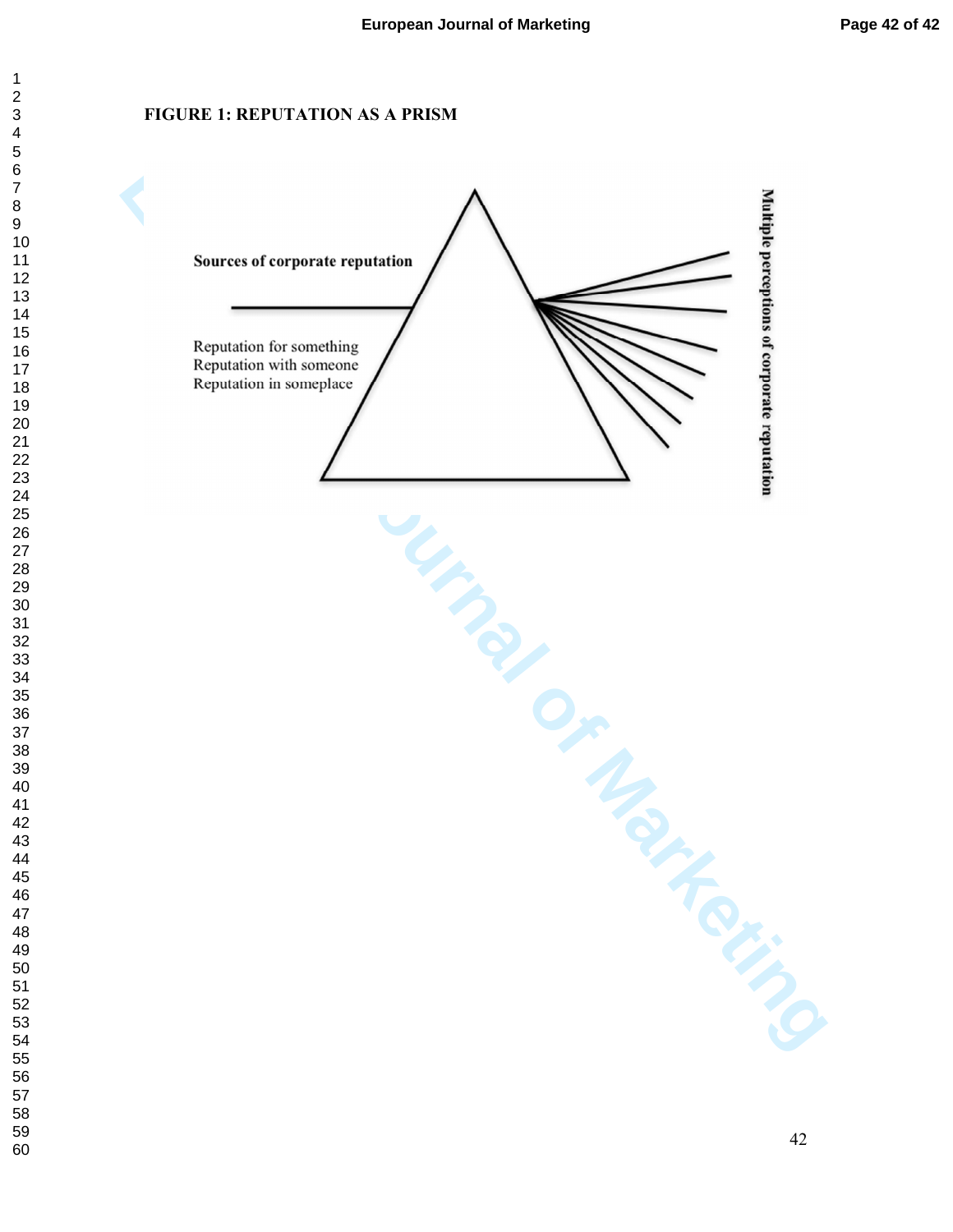**FIGURE 1: REPUTATION AS A PRISM**

Sources of corporate reputation

Reputation for something
Reputation with someone
Reputation in someplace

Multiple perceptions of corporate reputation